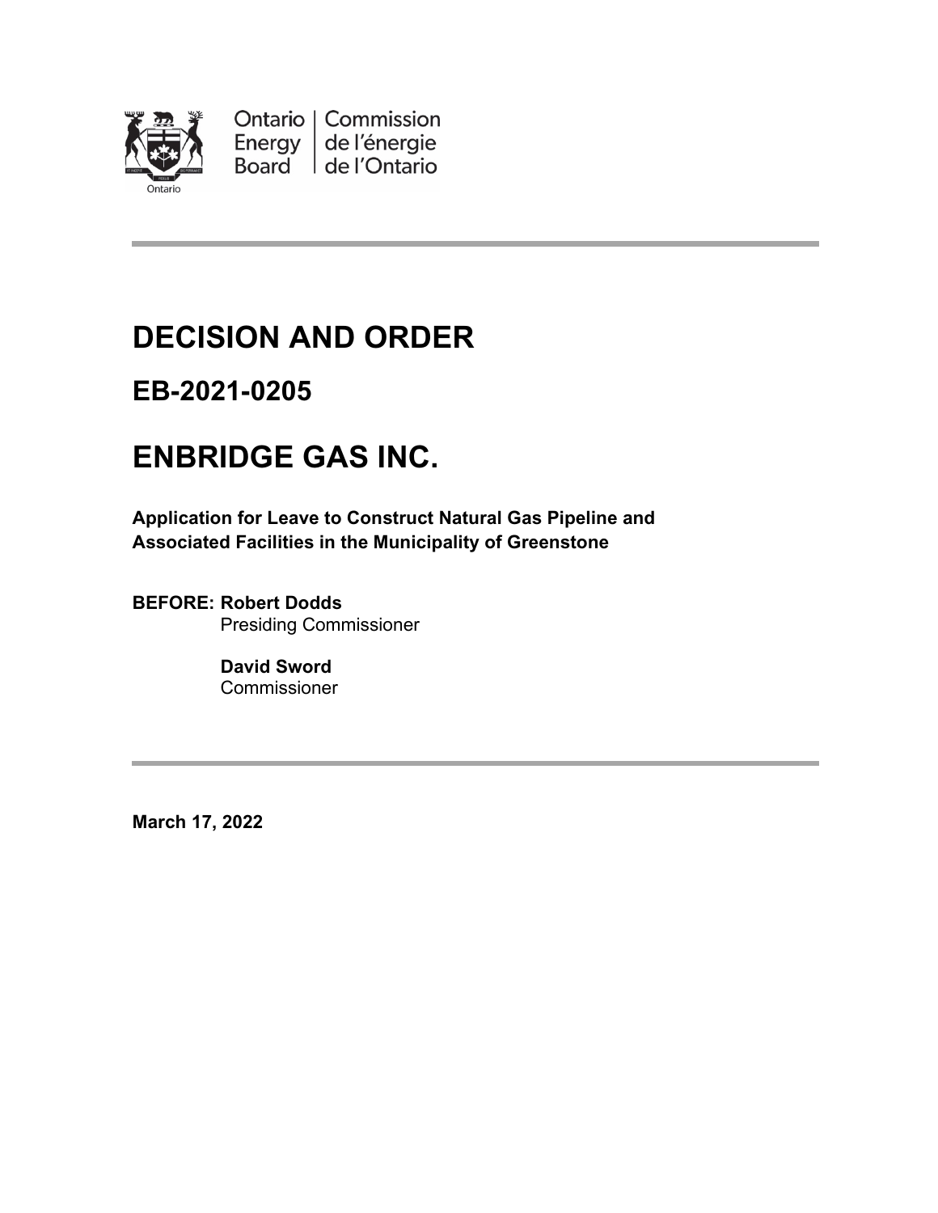Ontario Energy Board | Commission de l'énergie de l'Ontario

# DECISION AND ORDER

## EB-2021-0205

# ENBRIDGE GAS INC.

**Application for Leave to Construct Natural Gas Pipeline and Associated Facilities in the Municipality of Greenstone**

**BEFORE: Robert Dodds**
Presiding Commissioner

**David Sword**
Commissioner

**March 17, 2022**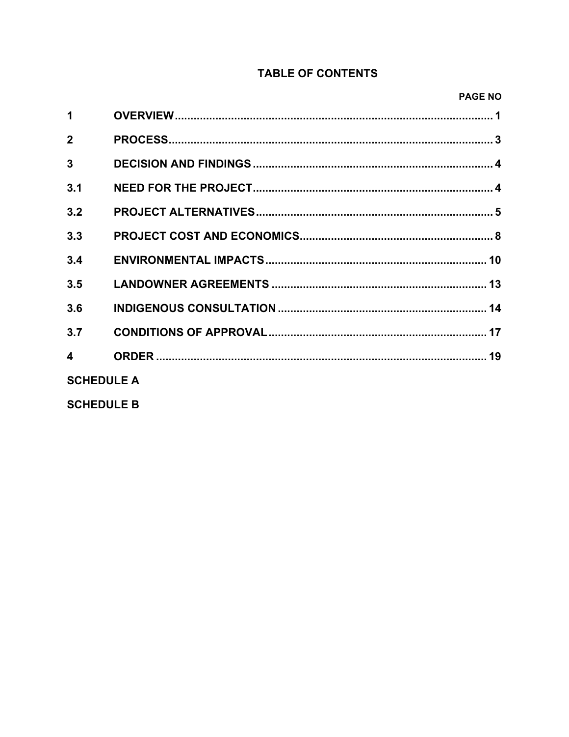# TABLE OF CONTENTS

| | | PAGE NO |
| --- | --- | --- |
| 1 | OVERVIEW | 1 |
| 2 | PROCESS | 3 |
| 3 | DECISION AND FINDINGS | 4 |
| 3.1 | NEED FOR THE PROJECT | 4 |
| 3.2 | PROJECT ALTERNATIVES | 5 |
| 3.3 | PROJECT COST AND ECONOMICS | 8 |
| 3.4 | ENVIRONMENTAL IMPACTS | 10 |
| 3.5 | LANDOWNER AGREEMENTS | 13 |
| 3.6 | INDIGENOUS CONSULTATION | 14 |
| 3.7 | CONDITIONS OF APPROVAL | 17 |
| 4 | ORDER | 19 |
| SCHEDULE A | | |
| SCHEDULE B | | |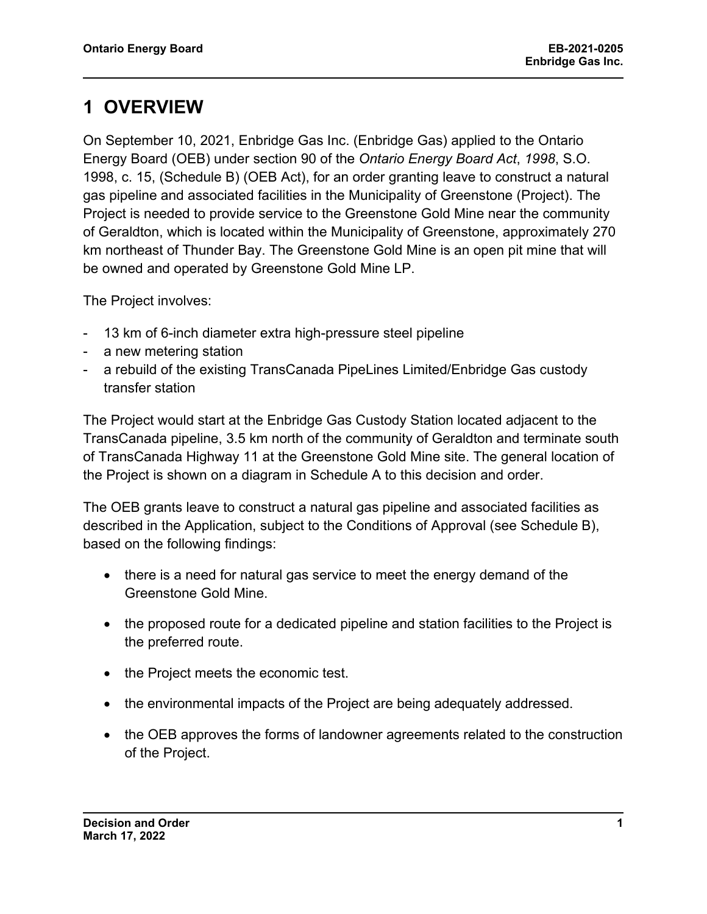# 1 OVERVIEW

On September 10, 2021, Enbridge Gas Inc. (Enbridge Gas) applied to the Ontario Energy Board (OEB) under section 90 of the *Ontario Energy Board Act*, *1998*, S.O. 1998, c. 15, (Schedule B) (OEB Act), for an order granting leave to construct a natural gas pipeline and associated facilities in the Municipality of Greenstone (Project). The Project is needed to provide service to the Greenstone Gold Mine near the community of Geraldton, which is located within the Municipality of Greenstone, approximately 270 km northeast of Thunder Bay. The Greenstone Gold Mine is an open pit mine that will be owned and operated by Greenstone Gold Mine LP.

The Project involves:

- 13 km of 6-inch diameter extra high-pressure steel pipeline
- a new metering station
- a rebuild of the existing TransCanada PipeLines Limited/Enbridge Gas custody transfer station

The Project would start at the Enbridge Gas Custody Station located adjacent to the TransCanada pipeline, 3.5 km north of the community of Geraldton and terminate south of TransCanada Highway 11 at the Greenstone Gold Mine site. The general location of the Project is shown on a diagram in Schedule A to this decision and order.

The OEB grants leave to construct a natural gas pipeline and associated facilities as described in the Application, subject to the Conditions of Approval (see Schedule B), based on the following findings:

- there is a need for natural gas service to meet the energy demand of the Greenstone Gold Mine.
- the proposed route for a dedicated pipeline and station facilities to the Project is the preferred route.
- the Project meets the economic test.
- the environmental impacts of the Project are being adequately addressed.
- the OEB approves the forms of landowner agreements related to the construction of the Project.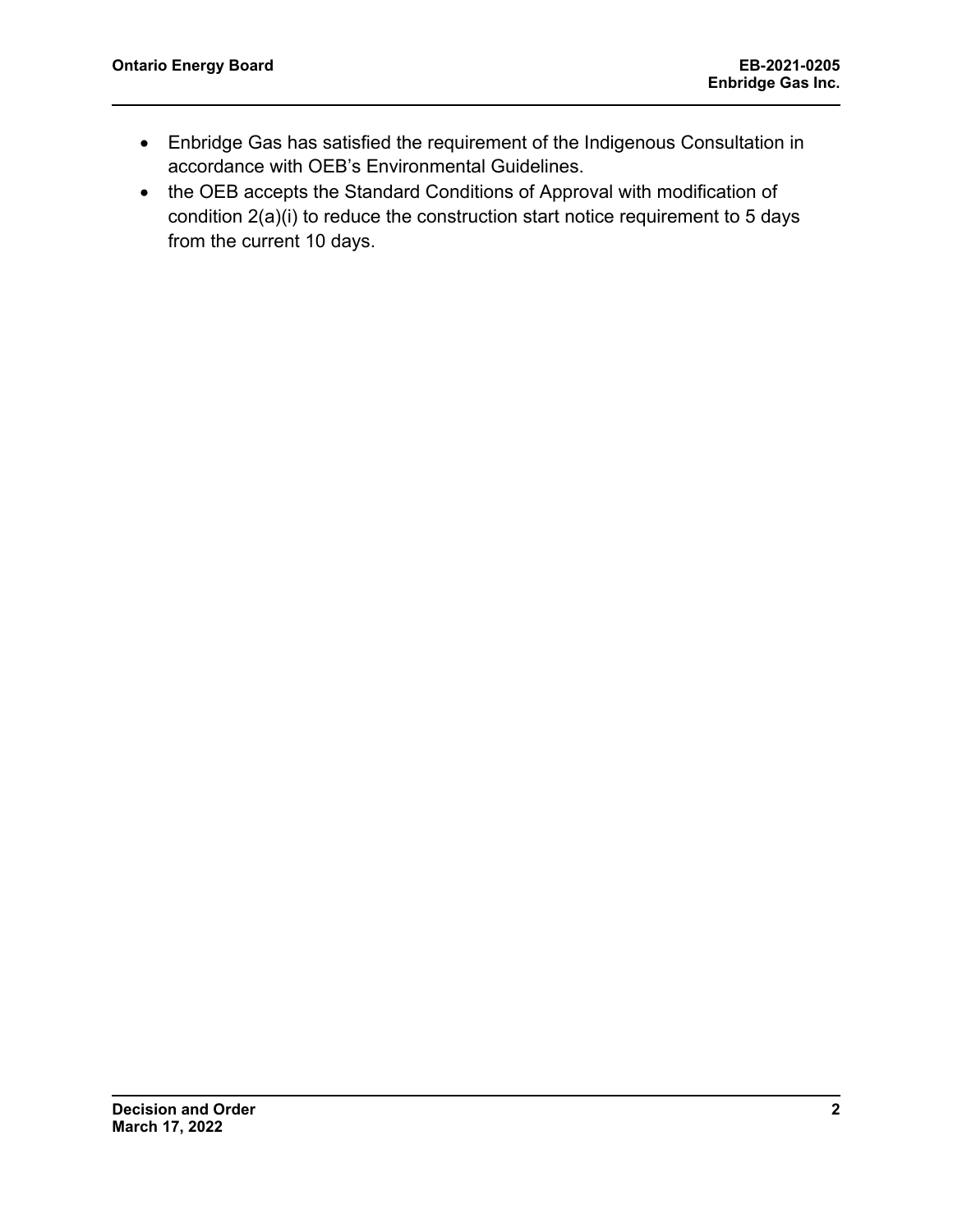- Enbridge Gas has satisfied the requirement of the Indigenous Consultation in accordance with OEB's Environmental Guidelines.
- the OEB accepts the Standard Conditions of Approval with modification of condition 2(a)(i) to reduce the construction start notice requirement to 5 days from the current 10 days.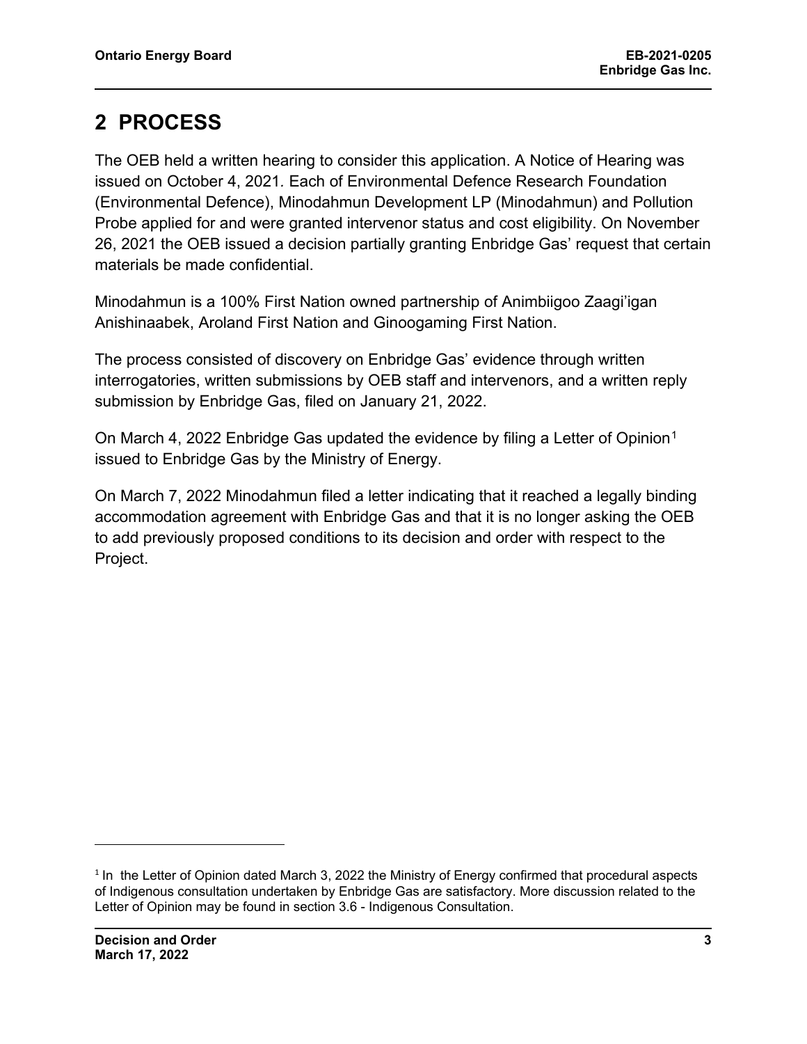# 2 PROCESS

The OEB held a written hearing to consider this application. A Notice of Hearing was issued on October 4, 2021. Each of Environmental Defence Research Foundation (Environmental Defence), Minodahmun Development LP (Minodahmun) and Pollution Probe applied for and were granted intervenor status and cost eligibility. On November 26, 2021 the OEB issued a decision partially granting Enbridge Gas' request that certain materials be made confidential.

Minodahmun is a 100% First Nation owned partnership of Animbiigoo Zaagi'igan Anishinaabek, Aroland First Nation and Ginoogaming First Nation.

The process consisted of discovery on Enbridge Gas' evidence through written interrogatories, written submissions by OEB staff and intervenors, and a written reply submission by Enbridge Gas, filed on January 21, 2022.

On March 4, 2022 Enbridge Gas updated the evidence by filing a Letter of Opinion[1] issued to Enbridge Gas by the Ministry of Energy.

On March 7, 2022 Minodahmun filed a letter indicating that it reached a legally binding accommodation agreement with Enbridge Gas and that it is no longer asking the OEB to add previously proposed conditions to its decision and order with respect to the Project.

---

[1] In the Letter of Opinion dated March 3, 2022 the Ministry of Energy confirmed that procedural aspects of Indigenous consultation undertaken by Enbridge Gas are satisfactory. More discussion related to the Letter of Opinion may be found in section 3.6 - Indigenous Consultation.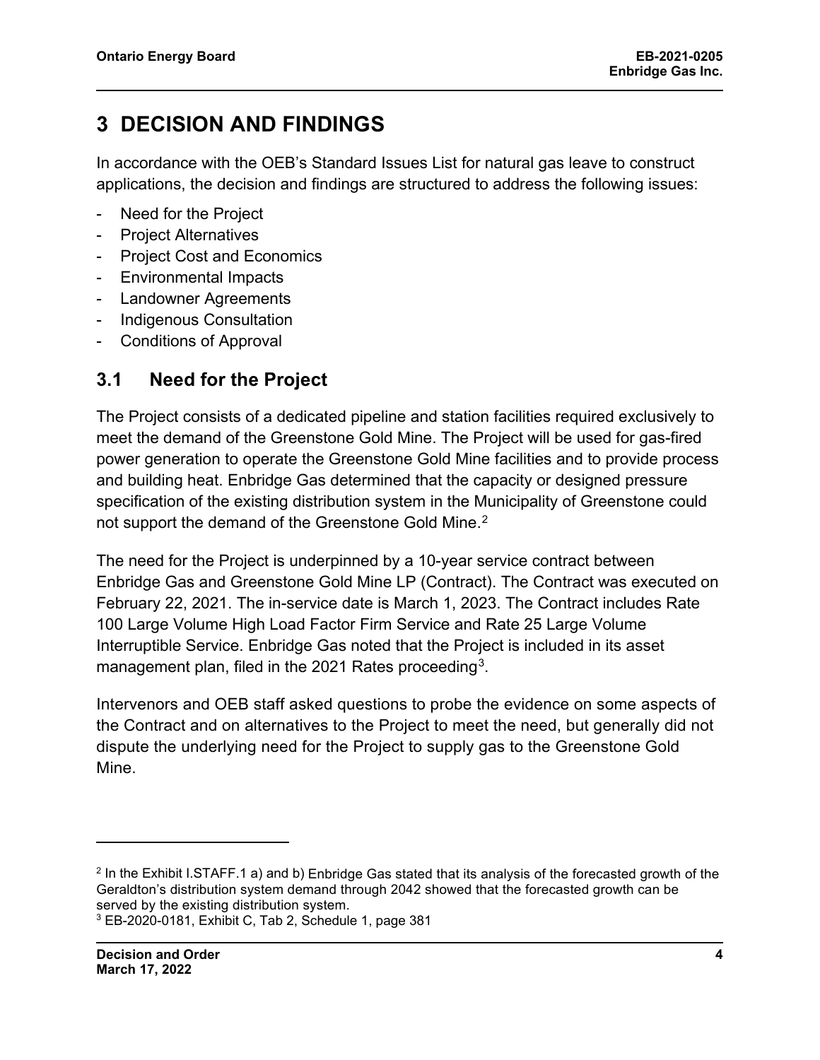# 3 DECISION AND FINDINGS

In accordance with the OEB's Standard Issues List for natural gas leave to construct applications, the decision and findings are structured to address the following issues:

- Need for the Project
- Project Alternatives
- Project Cost and Economics
- Environmental Impacts
- Landowner Agreements
- Indigenous Consultation
- Conditions of Approval

## 3.1 Need for the Project

The Project consists of a dedicated pipeline and station facilities required exclusively to meet the demand of the Greenstone Gold Mine. The Project will be used for gas-fired power generation to operate the Greenstone Gold Mine facilities and to provide process and building heat. Enbridge Gas determined that the capacity or designed pressure specification of the existing distribution system in the Municipality of Greenstone could not support the demand of the Greenstone Gold Mine.[2]

The need for the Project is underpinned by a 10-year service contract between Enbridge Gas and Greenstone Gold Mine LP (Contract). The Contract was executed on February 22, 2021. The in-service date is March 1, 2023. The Contract includes Rate 100 Large Volume High Load Factor Firm Service and Rate 25 Large Volume Interruptible Service. Enbridge Gas noted that the Project is included in its asset management plan, filed in the 2021 Rates proceeding[3].

Intervenors and OEB staff asked questions to probe the evidence on some aspects of the Contract and on alternatives to the Project to meet the need, but generally did not dispute the underlying need for the Project to supply gas to the Greenstone Gold Mine.

---

[2] In the Exhibit I.STAFF.1 a) and b) Enbridge Gas stated that its analysis of the forecasted growth of the Geraldton's distribution system demand through 2042 showed that the forecasted growth can be served by the existing distribution system.

[3] EB-2020-0181, Exhibit C, Tab 2, Schedule 1, page 381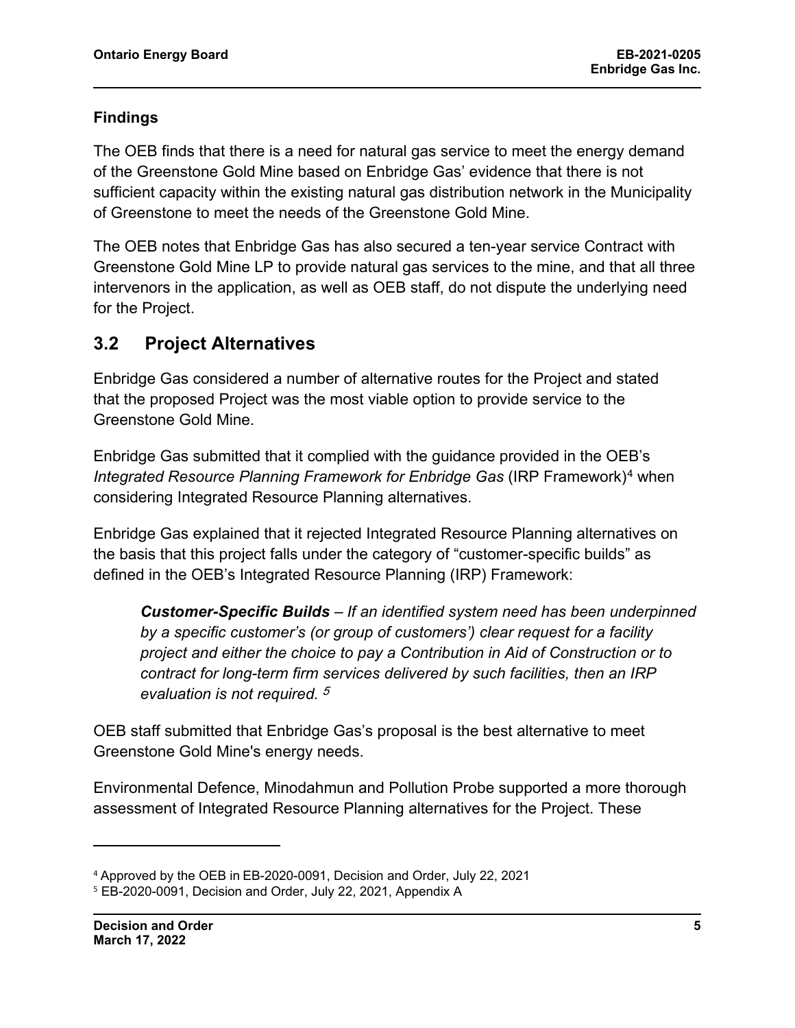**Findings**

The OEB finds that there is a need for natural gas service to meet the energy demand of the Greenstone Gold Mine based on Enbridge Gas' evidence that there is not sufficient capacity within the existing natural gas distribution network in the Municipality of Greenstone to meet the needs of the Greenstone Gold Mine.

The OEB notes that Enbridge Gas has also secured a ten-year service Contract with Greenstone Gold Mine LP to provide natural gas services to the mine, and that all three intervenors in the application, as well as OEB staff, do not dispute the underlying need for the Project.

## 3.2 Project Alternatives

Enbridge Gas considered a number of alternative routes for the Project and stated that the proposed Project was the most viable option to provide service to the Greenstone Gold Mine.

Enbridge Gas submitted that it complied with the guidance provided in the OEB's *Integrated Resource Planning Framework for Enbridge Gas* (IRP Framework)[4] when considering Integrated Resource Planning alternatives.

Enbridge Gas explained that it rejected Integrated Resource Planning alternatives on the basis that this project falls under the category of "customer-specific builds" as defined in the OEB's Integrated Resource Planning (IRP) Framework:

> ***Customer-Specific Builds*** *– If an identified system need has been underpinned by a specific customer's (or group of customers') clear request for a facility project and either the choice to pay a Contribution in Aid of Construction or to contract for long-term firm services delivered by such facilities, then an IRP evaluation is not required.* [5]

OEB staff submitted that Enbridge Gas's proposal is the best alternative to meet Greenstone Gold Mine's energy needs.

Environmental Defence, Minodahmun and Pollution Probe supported a more thorough assessment of Integrated Resource Planning alternatives for the Project. These

---

[4] Approved by the OEB in EB-2020-0091, Decision and Order, July 22, 2021

[5] EB-2020-0091, Decision and Order, July 22, 2021, Appendix A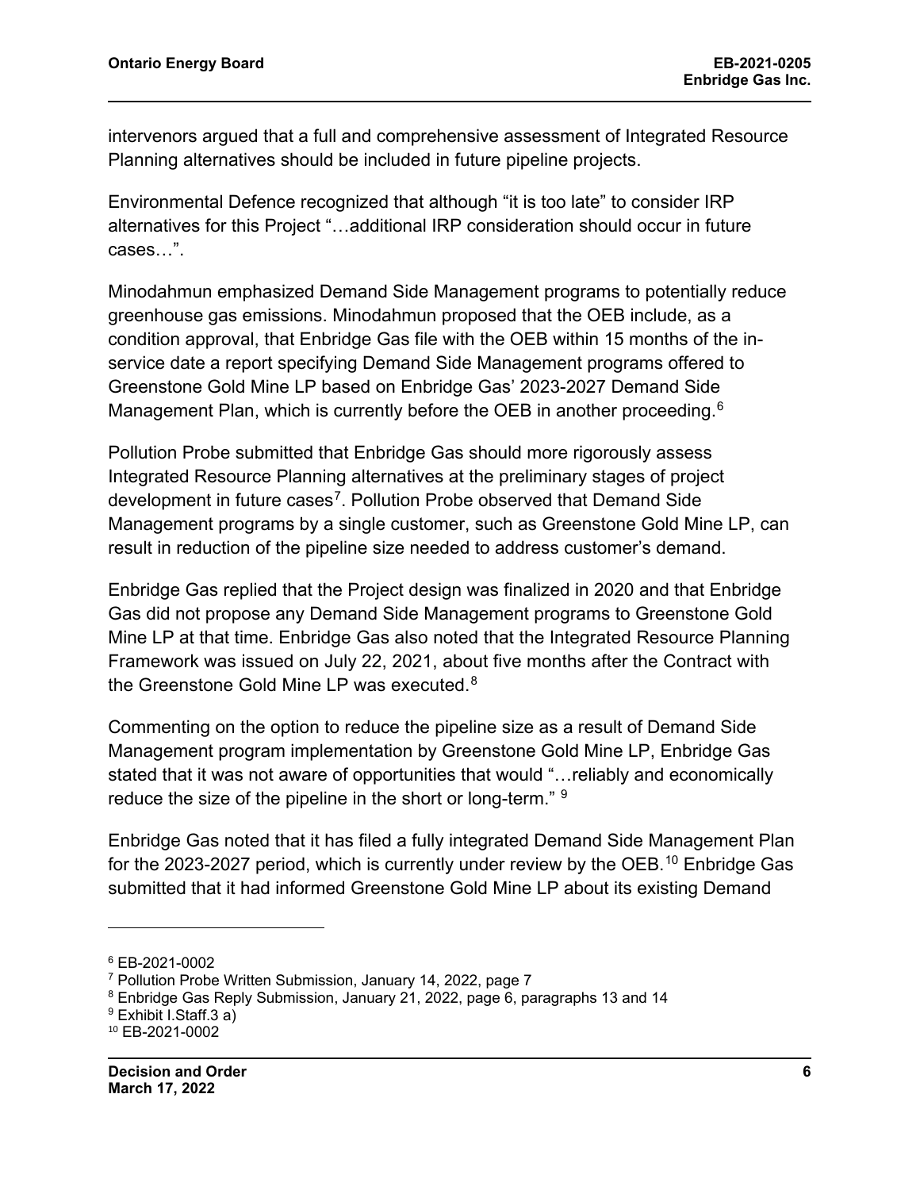intervenors argued that a full and comprehensive assessment of Integrated Resource Planning alternatives should be included in future pipeline projects.

Environmental Defence recognized that although "it is too late" to consider IRP alternatives for this Project "…additional IRP consideration should occur in future cases…".

Minodahmun emphasized Demand Side Management programs to potentially reduce greenhouse gas emissions. Minodahmun proposed that the OEB include, as a condition approval, that Enbridge Gas file with the OEB within 15 months of the in-service date a report specifying Demand Side Management programs offered to Greenstone Gold Mine LP based on Enbridge Gas' 2023-2027 Demand Side Management Plan, which is currently before the OEB in another proceeding.[6]

Pollution Probe submitted that Enbridge Gas should more rigorously assess Integrated Resource Planning alternatives at the preliminary stages of project development in future cases[7]. Pollution Probe observed that Demand Side Management programs by a single customer, such as Greenstone Gold Mine LP, can result in reduction of the pipeline size needed to address customer's demand.

Enbridge Gas replied that the Project design was finalized in 2020 and that Enbridge Gas did not propose any Demand Side Management programs to Greenstone Gold Mine LP at that time. Enbridge Gas also noted that the Integrated Resource Planning Framework was issued on July 22, 2021, about five months after the Contract with the Greenstone Gold Mine LP was executed.[8]

Commenting on the option to reduce the pipeline size as a result of Demand Side Management program implementation by Greenstone Gold Mine LP, Enbridge Gas stated that it was not aware of opportunities that would "…reliably and economically reduce the size of the pipeline in the short or long-term." [9]

Enbridge Gas noted that it has filed a fully integrated Demand Side Management Plan for the 2023-2027 period, which is currently under review by the OEB.[10] Enbridge Gas submitted that it had informed Greenstone Gold Mine LP about its existing Demand

---

[6] EB-2021-0002

[7] Pollution Probe Written Submission, January 14, 2022, page 7

[8] Enbridge Gas Reply Submission, January 21, 2022, page 6, paragraphs 13 and 14

[9] Exhibit I.Staff.3 a)

[10] EB-2021-0002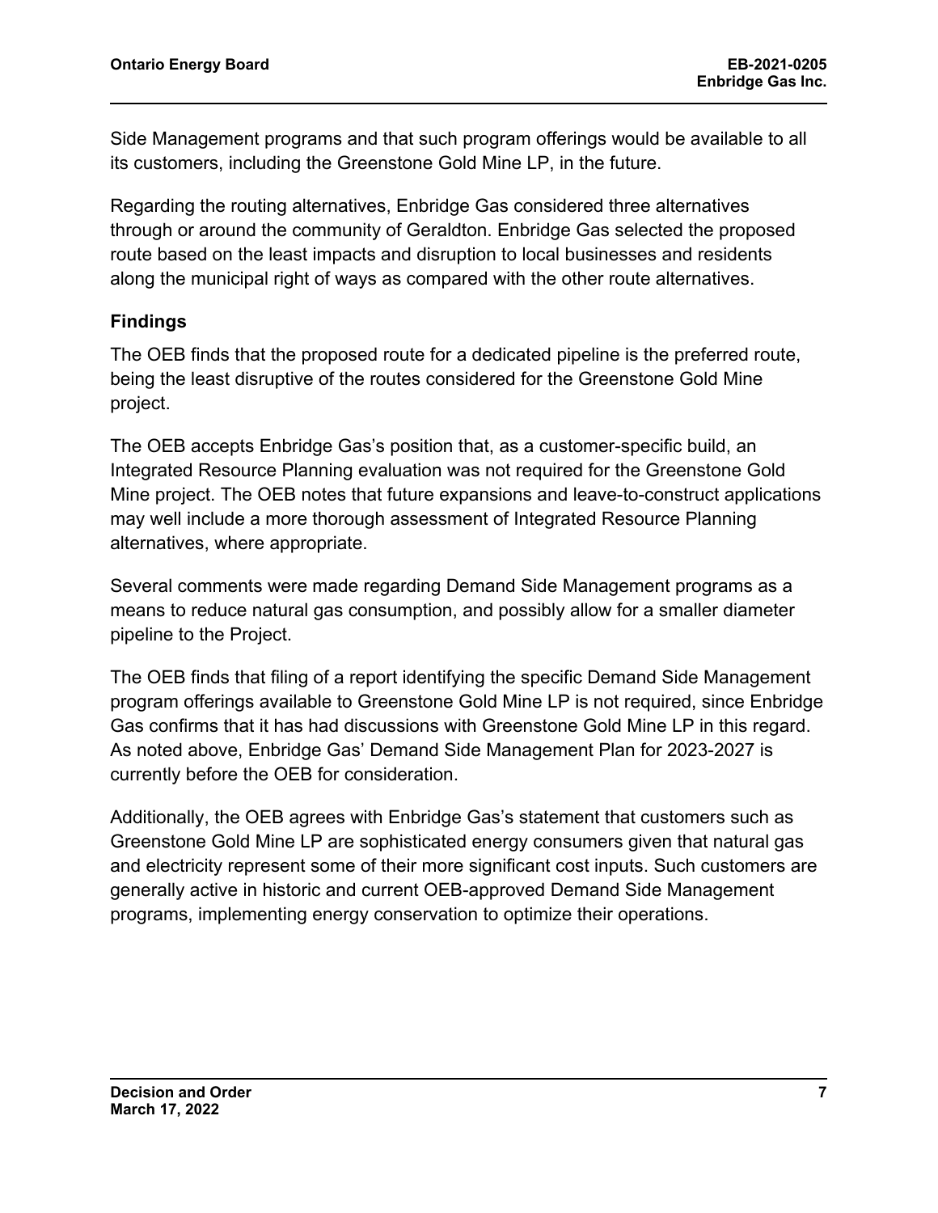Side Management programs and that such program offerings would be available to all its customers, including the Greenstone Gold Mine LP, in the future.

Regarding the routing alternatives, Enbridge Gas considered three alternatives through or around the community of Geraldton. Enbridge Gas selected the proposed route based on the least impacts and disruption to local businesses and residents along the municipal right of ways as compared with the other route alternatives.

### Findings

The OEB finds that the proposed route for a dedicated pipeline is the preferred route, being the least disruptive of the routes considered for the Greenstone Gold Mine project.

The OEB accepts Enbridge Gas's position that, as a customer-specific build, an Integrated Resource Planning evaluation was not required for the Greenstone Gold Mine project. The OEB notes that future expansions and leave-to-construct applications may well include a more thorough assessment of Integrated Resource Planning alternatives, where appropriate.

Several comments were made regarding Demand Side Management programs as a means to reduce natural gas consumption, and possibly allow for a smaller diameter pipeline to the Project.

The OEB finds that filing of a report identifying the specific Demand Side Management program offerings available to Greenstone Gold Mine LP is not required, since Enbridge Gas confirms that it has had discussions with Greenstone Gold Mine LP in this regard. As noted above, Enbridge Gas' Demand Side Management Plan for 2023-2027 is currently before the OEB for consideration.

Additionally, the OEB agrees with Enbridge Gas's statement that customers such as Greenstone Gold Mine LP are sophisticated energy consumers given that natural gas and electricity represent some of their more significant cost inputs. Such customers are generally active in historic and current OEB-approved Demand Side Management programs, implementing energy conservation to optimize their operations.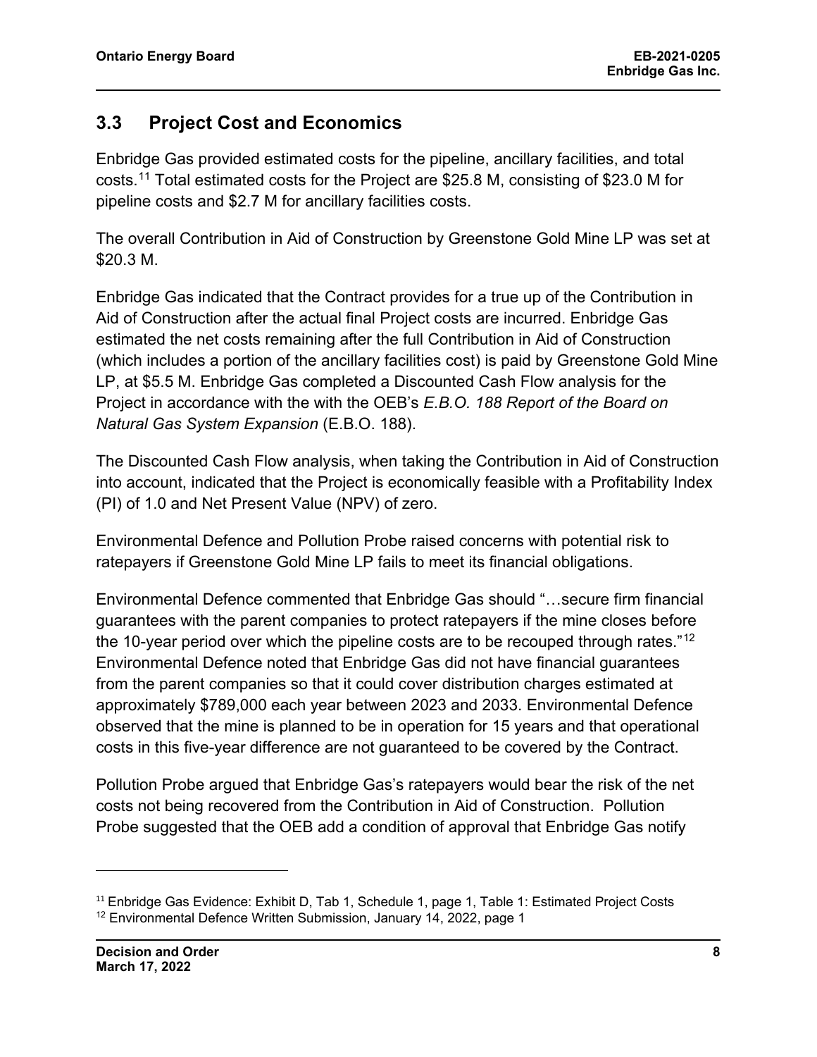## 3.3 Project Cost and Economics

Enbridge Gas provided estimated costs for the pipeline, ancillary facilities, and total costs.[11] Total estimated costs for the Project are $25.8 M, consisting of $23.0 M for pipeline costs and $2.7 M for ancillary facilities costs.

The overall Contribution in Aid of Construction by Greenstone Gold Mine LP was set at $20.3 M.

Enbridge Gas indicated that the Contract provides for a true up of the Contribution in Aid of Construction after the actual final Project costs are incurred. Enbridge Gas estimated the net costs remaining after the full Contribution in Aid of Construction (which includes a portion of the ancillary facilities cost) is paid by Greenstone Gold Mine LP, at $5.5 M. Enbridge Gas completed a Discounted Cash Flow analysis for the Project in accordance with the with the OEB's *E.B.O. 188 Report of the Board on Natural Gas System Expansion* (E.B.O. 188).

The Discounted Cash Flow analysis, when taking the Contribution in Aid of Construction into account, indicated that the Project is economically feasible with a Profitability Index (PI) of 1.0 and Net Present Value (NPV) of zero.

Environmental Defence and Pollution Probe raised concerns with potential risk to ratepayers if Greenstone Gold Mine LP fails to meet its financial obligations.

Environmental Defence commented that Enbridge Gas should "…secure firm financial guarantees with the parent companies to protect ratepayers if the mine closes before the 10-year period over which the pipeline costs are to be recouped through rates."[12] Environmental Defence noted that Enbridge Gas did not have financial guarantees from the parent companies so that it could cover distribution charges estimated at approximately $789,000 each year between 2023 and 2033. Environmental Defence observed that the mine is planned to be in operation for 15 years and that operational costs in this five-year difference are not guaranteed to be covered by the Contract.

Pollution Probe argued that Enbridge Gas's ratepayers would bear the risk of the net costs not being recovered from the Contribution in Aid of Construction. Pollution Probe suggested that the OEB add a condition of approval that Enbridge Gas notify

---

[11] Enbridge Gas Evidence: Exhibit D, Tab 1, Schedule 1, page 1, Table 1: Estimated Project Costs

[12] Environmental Defence Written Submission, January 14, 2022, page 1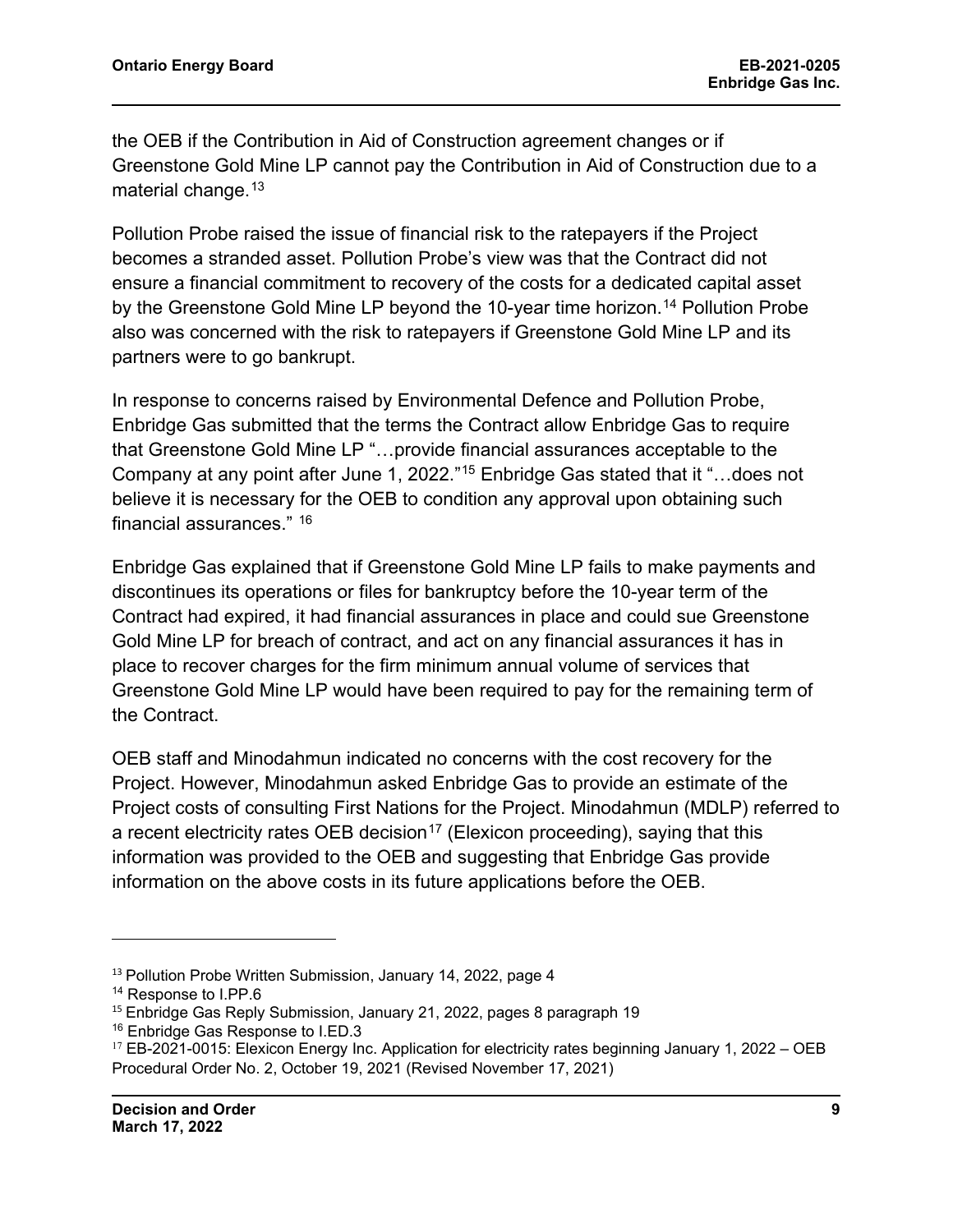the OEB if the Contribution in Aid of Construction agreement changes or if Greenstone Gold Mine LP cannot pay the Contribution in Aid of Construction due to a material change.[13]

Pollution Probe raised the issue of financial risk to the ratepayers if the Project becomes a stranded asset. Pollution Probe's view was that the Contract did not ensure a financial commitment to recovery of the costs for a dedicated capital asset by the Greenstone Gold Mine LP beyond the 10-year time horizon.[14] Pollution Probe also was concerned with the risk to ratepayers if Greenstone Gold Mine LP and its partners were to go bankrupt.

In response to concerns raised by Environmental Defence and Pollution Probe, Enbridge Gas submitted that the terms the Contract allow Enbridge Gas to require that Greenstone Gold Mine LP "…provide financial assurances acceptable to the Company at any point after June 1, 2022."[15] Enbridge Gas stated that it "…does not believe it is necessary for the OEB to condition any approval upon obtaining such financial assurances." [16]

Enbridge Gas explained that if Greenstone Gold Mine LP fails to make payments and discontinues its operations or files for bankruptcy before the 10-year term of the Contract had expired, it had financial assurances in place and could sue Greenstone Gold Mine LP for breach of contract, and act on any financial assurances it has in place to recover charges for the firm minimum annual volume of services that Greenstone Gold Mine LP would have been required to pay for the remaining term of the Contract.

OEB staff and Minodahmun indicated no concerns with the cost recovery for the Project. However, Minodahmun asked Enbridge Gas to provide an estimate of the Project costs of consulting First Nations for the Project. Minodahmun (MDLP) referred to a recent electricity rates OEB decision[17] (Elexicon proceeding), saying that this information was provided to the OEB and suggesting that Enbridge Gas provide information on the above costs in its future applications before the OEB.

---

[13] Pollution Probe Written Submission, January 14, 2022, page 4

[14] Response to I.PP.6

[15] Enbridge Gas Reply Submission, January 21, 2022, pages 8 paragraph 19

[16] Enbridge Gas Response to I.ED.3

[17] EB-2021-0015: Elexicon Energy Inc. Application for electricity rates beginning January 1, 2022 – OEB Procedural Order No. 2, October 19, 2021 (Revised November 17, 2021)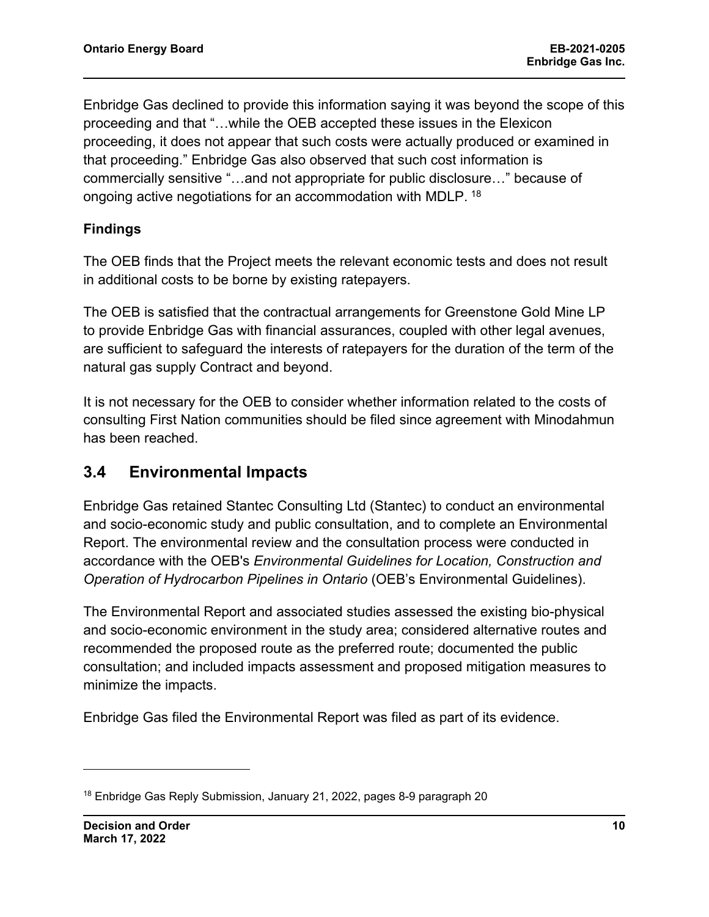Enbridge Gas declined to provide this information saying it was beyond the scope of this proceeding and that "…while the OEB accepted these issues in the Elexicon proceeding, it does not appear that such costs were actually produced or examined in that proceeding." Enbridge Gas also observed that such cost information is commercially sensitive "…and not appropriate for public disclosure…" because of ongoing active negotiations for an accommodation with MDLP. [18]

**Findings**

The OEB finds that the Project meets the relevant economic tests and does not result in additional costs to be borne by existing ratepayers.

The OEB is satisfied that the contractual arrangements for Greenstone Gold Mine LP to provide Enbridge Gas with financial assurances, coupled with other legal avenues, are sufficient to safeguard the interests of ratepayers for the duration of the term of the natural gas supply Contract and beyond.

It is not necessary for the OEB to consider whether information related to the costs of consulting First Nation communities should be filed since agreement with Minodahmun has been reached.

## 3.4 Environmental Impacts

Enbridge Gas retained Stantec Consulting Ltd (Stantec) to conduct an environmental and socio-economic study and public consultation, and to complete an Environmental Report. The environmental review and the consultation process were conducted in accordance with the OEB's *Environmental Guidelines for Location, Construction and Operation of Hydrocarbon Pipelines in Ontario* (OEB's Environmental Guidelines).

The Environmental Report and associated studies assessed the existing bio-physical and socio-economic environment in the study area; considered alternative routes and recommended the proposed route as the preferred route; documented the public consultation; and included impacts assessment and proposed mitigation measures to minimize the impacts.

Enbridge Gas filed the Environmental Report was filed as part of its evidence.

---

[18] Enbridge Gas Reply Submission, January 21, 2022, pages 8-9 paragraph 20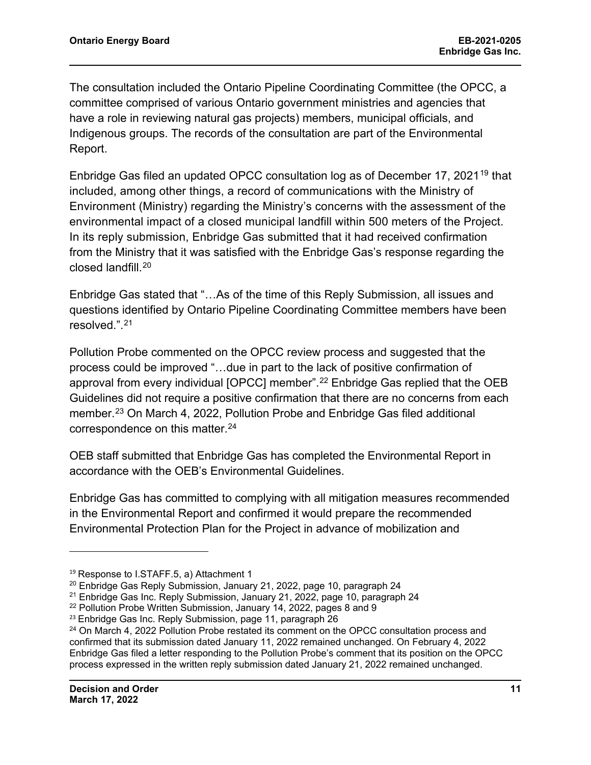The consultation included the Ontario Pipeline Coordinating Committee (the OPCC, a committee comprised of various Ontario government ministries and agencies that have a role in reviewing natural gas projects) members, municipal officials, and Indigenous groups. The records of the consultation are part of the Environmental Report.

Enbridge Gas filed an updated OPCC consultation log as of December 17, 2021[19] that included, among other things, a record of communications with the Ministry of Environment (Ministry) regarding the Ministry's concerns with the assessment of the environmental impact of a closed municipal landfill within 500 meters of the Project. In its reply submission, Enbridge Gas submitted that it had received confirmation from the Ministry that it was satisfied with the Enbridge Gas's response regarding the closed landfill.[20]

Enbridge Gas stated that "…As of the time of this Reply Submission, all issues and questions identified by Ontario Pipeline Coordinating Committee members have been resolved.".[21]

Pollution Probe commented on the OPCC review process and suggested that the process could be improved "…due in part to the lack of positive confirmation of approval from every individual [OPCC] member".[22] Enbridge Gas replied that the OEB Guidelines did not require a positive confirmation that there are no concerns from each member.[23] On March 4, 2022, Pollution Probe and Enbridge Gas filed additional correspondence on this matter.[24]

OEB staff submitted that Enbridge Gas has completed the Environmental Report in accordance with the OEB's Environmental Guidelines.

Enbridge Gas has committed to complying with all mitigation measures recommended in the Environmental Report and confirmed it would prepare the recommended Environmental Protection Plan for the Project in advance of mobilization and

---

[19] Response to I.STAFF.5, a) Attachment 1

[20] Enbridge Gas Reply Submission, January 21, 2022, page 10, paragraph 24

[21] Enbridge Gas Inc. Reply Submission, January 21, 2022, page 10, paragraph 24

[22] Pollution Probe Written Submission, January 14, 2022, pages 8 and 9

[23] Enbridge Gas Inc. Reply Submission, page 11, paragraph 26

[24] On March 4, 2022 Pollution Probe restated its comment on the OPCC consultation process and confirmed that its submission dated January 11, 2022 remained unchanged. On February 4, 2022 Enbridge Gas filed a letter responding to the Pollution Probe's comment that its position on the OPCC process expressed in the written reply submission dated January 21, 2022 remained unchanged.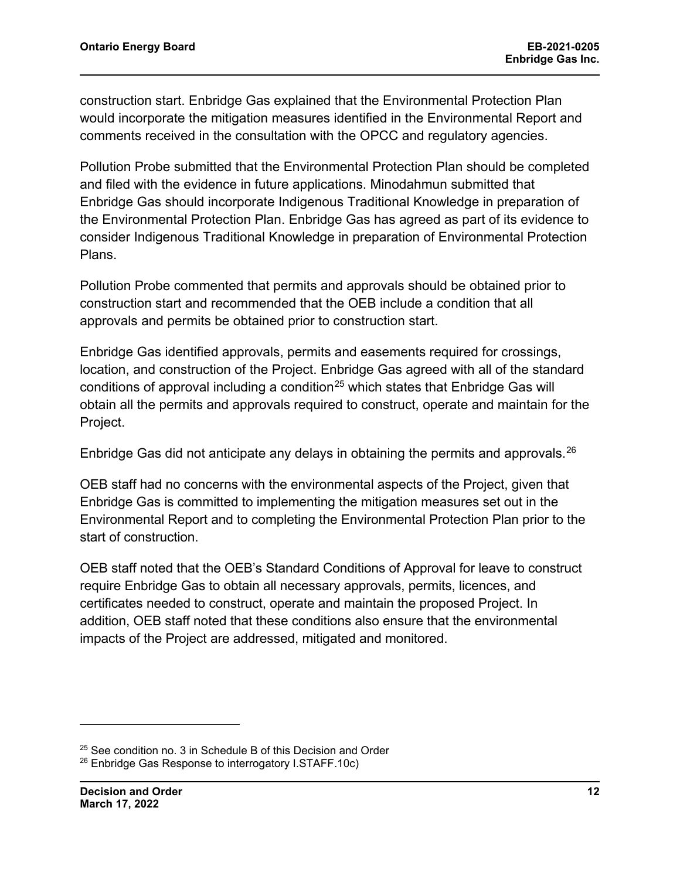construction start. Enbridge Gas explained that the Environmental Protection Plan would incorporate the mitigation measures identified in the Environmental Report and comments received in the consultation with the OPCC and regulatory agencies.

Pollution Probe submitted that the Environmental Protection Plan should be completed and filed with the evidence in future applications. Minodahmun submitted that Enbridge Gas should incorporate Indigenous Traditional Knowledge in preparation of the Environmental Protection Plan. Enbridge Gas has agreed as part of its evidence to consider Indigenous Traditional Knowledge in preparation of Environmental Protection Plans.

Pollution Probe commented that permits and approvals should be obtained prior to construction start and recommended that the OEB include a condition that all approvals and permits be obtained prior to construction start.

Enbridge Gas identified approvals, permits and easements required for crossings, location, and construction of the Project. Enbridge Gas agreed with all of the standard conditions of approval including a condition[25] which states that Enbridge Gas will obtain all the permits and approvals required to construct, operate and maintain for the Project.

Enbridge Gas did not anticipate any delays in obtaining the permits and approvals.[26]

OEB staff had no concerns with the environmental aspects of the Project, given that Enbridge Gas is committed to implementing the mitigation measures set out in the Environmental Report and to completing the Environmental Protection Plan prior to the start of construction.

OEB staff noted that the OEB's Standard Conditions of Approval for leave to construct require Enbridge Gas to obtain all necessary approvals, permits, licences, and certificates needed to construct, operate and maintain the proposed Project. In addition, OEB staff noted that these conditions also ensure that the environmental impacts of the Project are addressed, mitigated and monitored.

[25] See condition no. 3 in Schedule B of this Decision and Order

[26] Enbridge Gas Response to interrogatory I.STAFF.10c)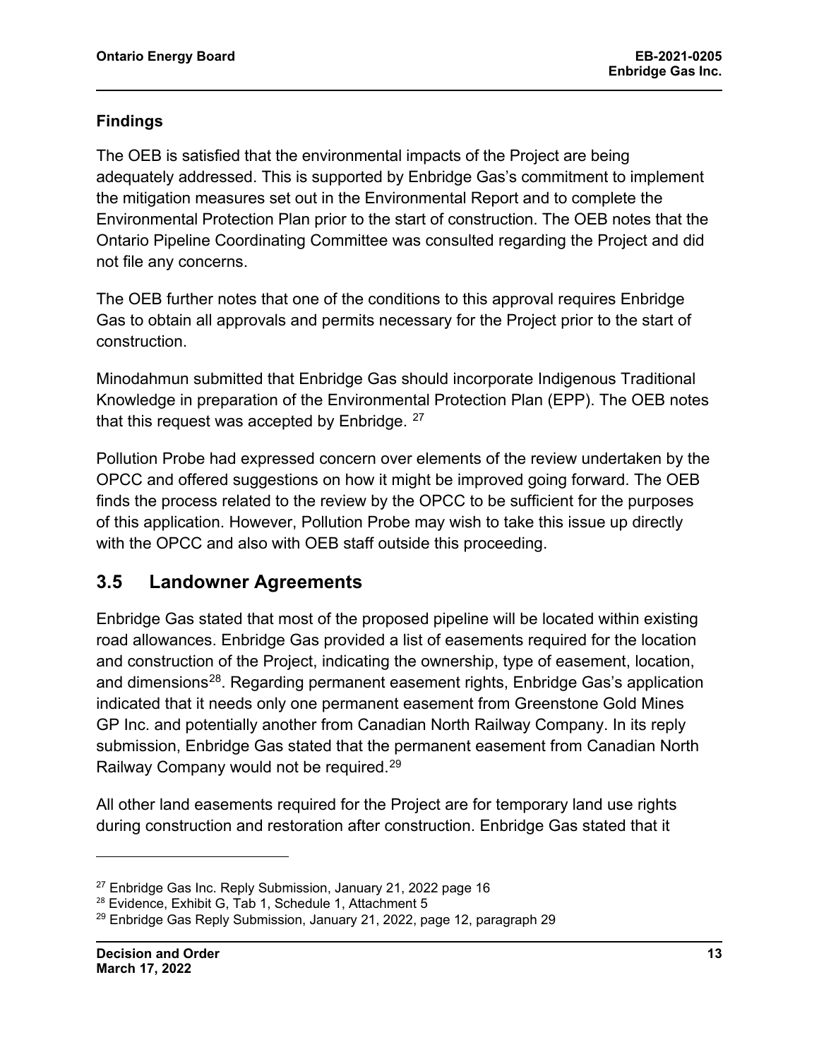### Findings

The OEB is satisfied that the environmental impacts of the Project are being adequately addressed. This is supported by Enbridge Gas's commitment to implement the mitigation measures set out in the Environmental Report and to complete the Environmental Protection Plan prior to the start of construction. The OEB notes that the Ontario Pipeline Coordinating Committee was consulted regarding the Project and did not file any concerns.

The OEB further notes that one of the conditions to this approval requires Enbridge Gas to obtain all approvals and permits necessary for the Project prior to the start of construction.

Minodahmun submitted that Enbridge Gas should incorporate Indigenous Traditional Knowledge in preparation of the Environmental Protection Plan (EPP). The OEB notes that this request was accepted by Enbridge. [27]

Pollution Probe had expressed concern over elements of the review undertaken by the OPCC and offered suggestions on how it might be improved going forward. The OEB finds the process related to the review by the OPCC to be sufficient for the purposes of this application. However, Pollution Probe may wish to take this issue up directly with the OPCC and also with OEB staff outside this proceeding.

## 3.5 Landowner Agreements

Enbridge Gas stated that most of the proposed pipeline will be located within existing road allowances. Enbridge Gas provided a list of easements required for the location and construction of the Project, indicating the ownership, type of easement, location, and dimensions[28]. Regarding permanent easement rights, Enbridge Gas's application indicated that it needs only one permanent easement from Greenstone Gold Mines GP Inc. and potentially another from Canadian North Railway Company. In its reply submission, Enbridge Gas stated that the permanent easement from Canadian North Railway Company would not be required.[29]

All other land easements required for the Project are for temporary land use rights during construction and restoration after construction. Enbridge Gas stated that it

[27] Enbridge Gas Inc. Reply Submission, January 21, 2022 page 16

[28] Evidence, Exhibit G, Tab 1, Schedule 1, Attachment 5

[29] Enbridge Gas Reply Submission, January 21, 2022, page 12, paragraph 29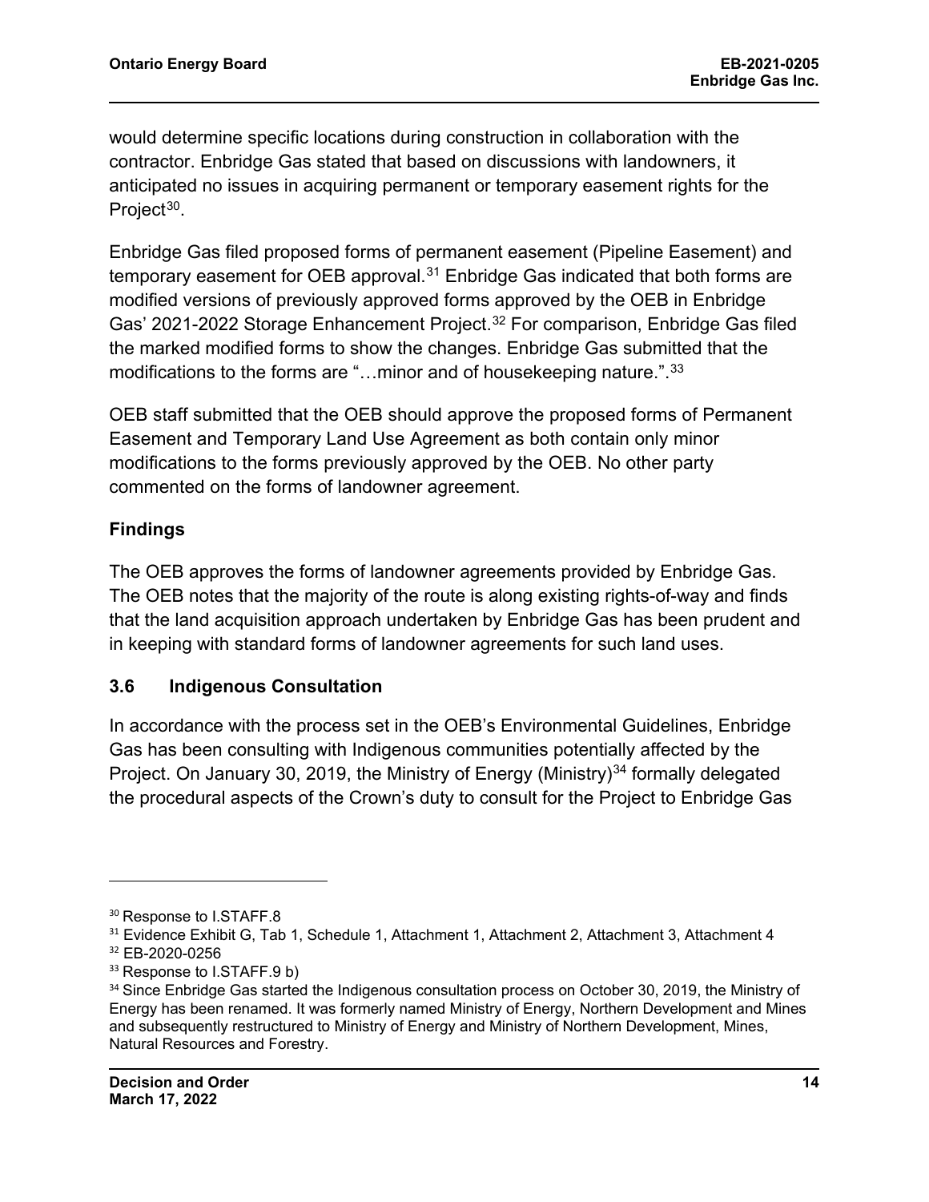would determine specific locations during construction in collaboration with the contractor. Enbridge Gas stated that based on discussions with landowners, it anticipated no issues in acquiring permanent or temporary easement rights for the Project[30].

Enbridge Gas filed proposed forms of permanent easement (Pipeline Easement) and temporary easement for OEB approval.[31] Enbridge Gas indicated that both forms are modified versions of previously approved forms approved by the OEB in Enbridge Gas' 2021-2022 Storage Enhancement Project.[32] For comparison, Enbridge Gas filed the marked modified forms to show the changes. Enbridge Gas submitted that the modifications to the forms are "…minor and of housekeeping nature.".[33]

OEB staff submitted that the OEB should approve the proposed forms of Permanent Easement and Temporary Land Use Agreement as both contain only minor modifications to the forms previously approved by the OEB. No other party commented on the forms of landowner agreement.

### Findings

The OEB approves the forms of landowner agreements provided by Enbridge Gas. The OEB notes that the majority of the route is along existing rights-of-way and finds that the land acquisition approach undertaken by Enbridge Gas has been prudent and in keeping with standard forms of landowner agreements for such land uses.

### 3.6 Indigenous Consultation

In accordance with the process set in the OEB's Environmental Guidelines, Enbridge Gas has been consulting with Indigenous communities potentially affected by the Project. On January 30, 2019, the Ministry of Energy (Ministry)[34] formally delegated the procedural aspects of the Crown's duty to consult for the Project to Enbridge Gas

---

[30] Response to I.STAFF.8

[31] Evidence Exhibit G, Tab 1, Schedule 1, Attachment 1, Attachment 2, Attachment 3, Attachment 4

[32] EB-2020-0256

[33] Response to I.STAFF.9 b)

[34] Since Enbridge Gas started the Indigenous consultation process on October 30, 2019, the Ministry of Energy has been renamed. It was formerly named Ministry of Energy, Northern Development and Mines and subsequently restructured to Ministry of Energy and Ministry of Northern Development, Mines, Natural Resources and Forestry.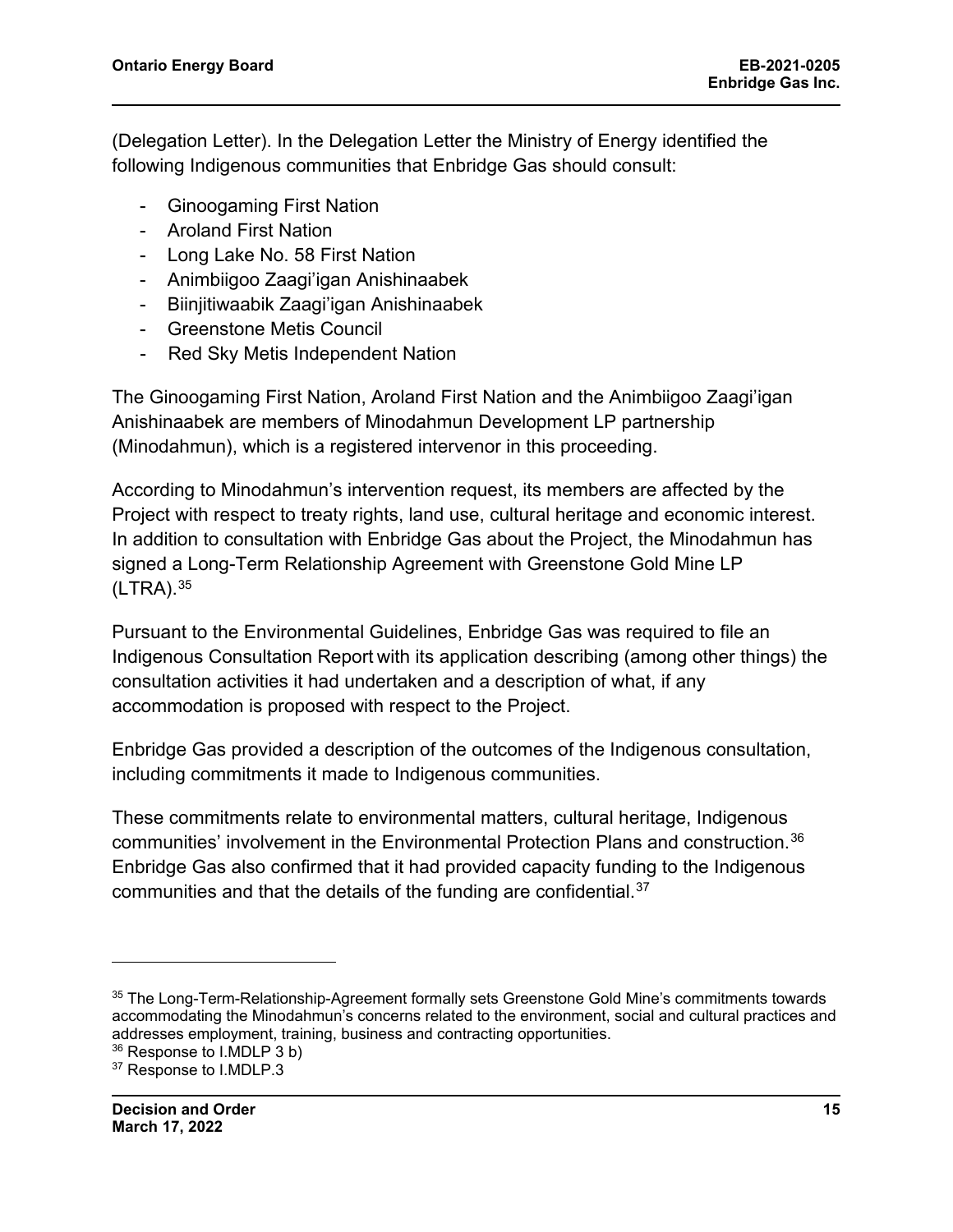(Delegation Letter). In the Delegation Letter the Ministry of Energy identified the following Indigenous communities that Enbridge Gas should consult:

- Ginoogaming First Nation
- Aroland First Nation
- Long Lake No. 58 First Nation
- Animbiigoo Zaagi'igan Anishinaabek
- Biinjitiwaabik Zaagi'igan Anishinaabek
- Greenstone Metis Council
- Red Sky Metis Independent Nation

The Ginoogaming First Nation, Aroland First Nation and the Animbiigoo Zaagi'igan Anishinaabek are members of Minodahmun Development LP partnership (Minodahmun), which is a registered intervenor in this proceeding.

According to Minodahmun's intervention request, its members are affected by the Project with respect to treaty rights, land use, cultural heritage and economic interest. In addition to consultation with Enbridge Gas about the Project, the Minodahmun has signed a Long-Term Relationship Agreement with Greenstone Gold Mine LP (LTRA).[35]

Pursuant to the Environmental Guidelines, Enbridge Gas was required to file an Indigenous Consultation Report with its application describing (among other things) the consultation activities it had undertaken and a description of what, if any accommodation is proposed with respect to the Project.

Enbridge Gas provided a description of the outcomes of the Indigenous consultation, including commitments it made to Indigenous communities.

These commitments relate to environmental matters, cultural heritage, Indigenous communities' involvement in the Environmental Protection Plans and construction.[36] Enbridge Gas also confirmed that it had provided capacity funding to the Indigenous communities and that the details of the funding are confidential.[37]

---

[35] The Long-Term-Relationship-Agreement formally sets Greenstone Gold Mine's commitments towards accommodating the Minodahmun's concerns related to the environment, social and cultural practices and addresses employment, training, business and contracting opportunities.

[36] Response to I.MDLP 3 b)

[37] Response to I.MDLP.3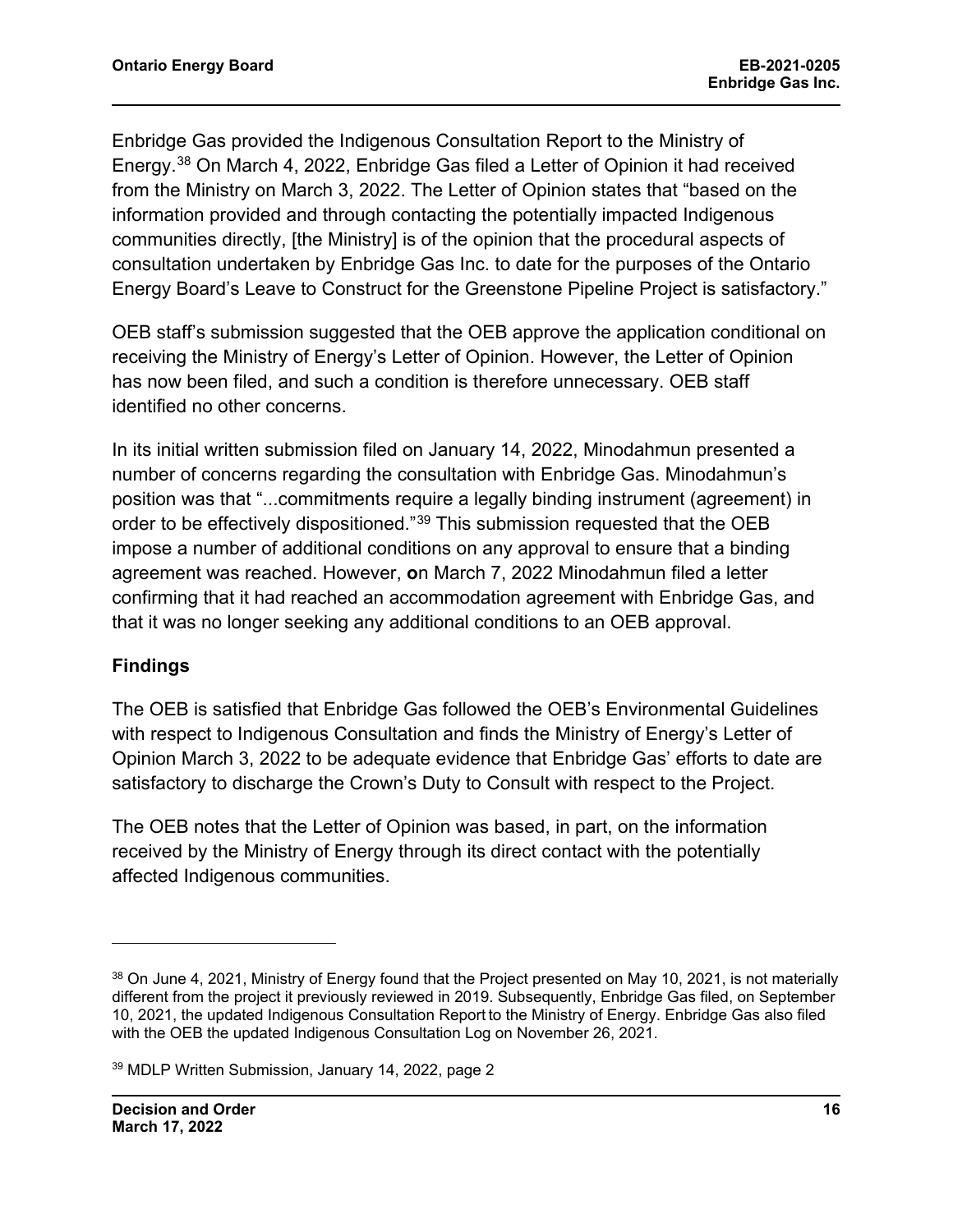Enbridge Gas provided the Indigenous Consultation Report to the Ministry of Energy.[38] On March 4, 2022, Enbridge Gas filed a Letter of Opinion it had received from the Ministry on March 3, 2022. The Letter of Opinion states that "based on the information provided and through contacting the potentially impacted Indigenous communities directly, [the Ministry] is of the opinion that the procedural aspects of consultation undertaken by Enbridge Gas Inc. to date for the purposes of the Ontario Energy Board's Leave to Construct for the Greenstone Pipeline Project is satisfactory."

OEB staff's submission suggested that the OEB approve the application conditional on receiving the Ministry of Energy's Letter of Opinion. However, the Letter of Opinion has now been filed, and such a condition is therefore unnecessary. OEB staff identified no other concerns.

In its initial written submission filed on January 14, 2022, Minodahmun presented a number of concerns regarding the consultation with Enbridge Gas. Minodahmun's position was that "...commitments require a legally binding instrument (agreement) in order to be effectively dispositioned."[39] This submission requested that the OEB impose a number of additional conditions on any approval to ensure that a binding agreement was reached. However, **o**n March 7, 2022 Minodahmun filed a letter confirming that it had reached an accommodation agreement with Enbridge Gas, and that it was no longer seeking any additional conditions to an OEB approval.

### Findings

The OEB is satisfied that Enbridge Gas followed the OEB's Environmental Guidelines with respect to Indigenous Consultation and finds the Ministry of Energy's Letter of Opinion March 3, 2022 to be adequate evidence that Enbridge Gas' efforts to date are satisfactory to discharge the Crown's Duty to Consult with respect to the Project.

The OEB notes that the Letter of Opinion was based, in part, on the information received by the Ministry of Energy through its direct contact with the potentially affected Indigenous communities.

---

[38] On June 4, 2021, Ministry of Energy found that the Project presented on May 10, 2021, is not materially different from the project it previously reviewed in 2019. Subsequently, Enbridge Gas filed, on September 10, 2021, the updated Indigenous Consultation Report to the Ministry of Energy. Enbridge Gas also filed with the OEB the updated Indigenous Consultation Log on November 26, 2021.

[39] MDLP Written Submission, January 14, 2022, page 2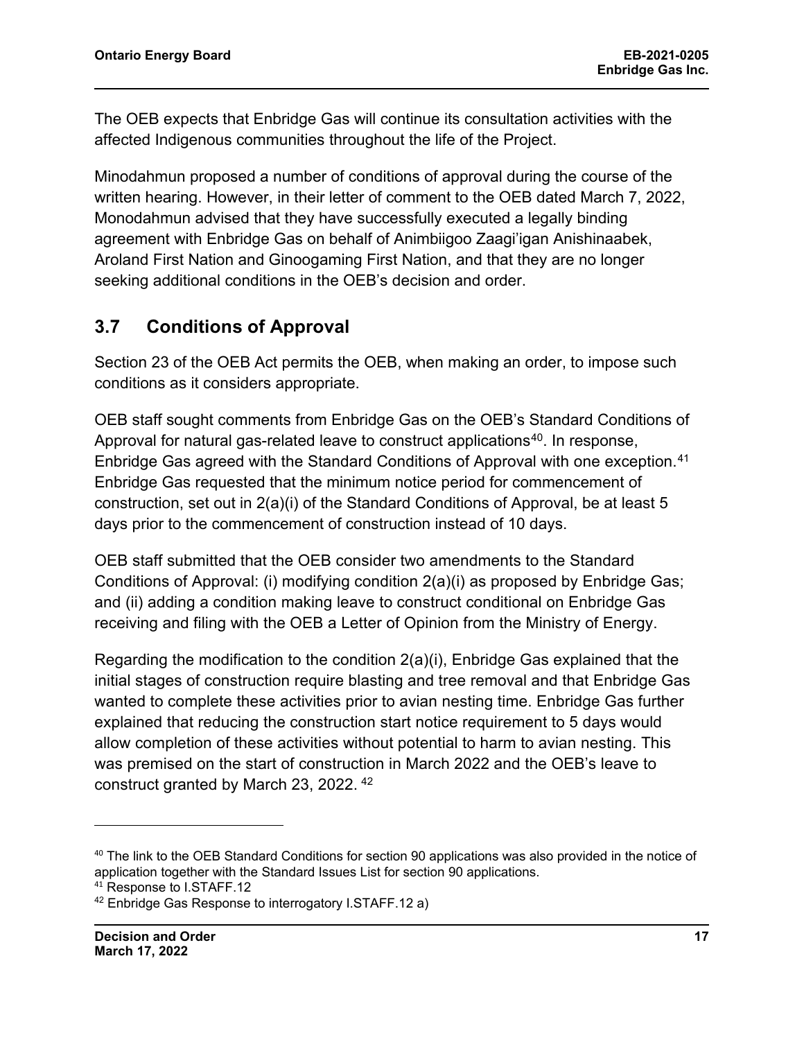The OEB expects that Enbridge Gas will continue its consultation activities with the affected Indigenous communities throughout the life of the Project.

Minodahmun proposed a number of conditions of approval during the course of the written hearing. However, in their letter of comment to the OEB dated March 7, 2022, Monodahmun advised that they have successfully executed a legally binding agreement with Enbridge Gas on behalf of Animbiigoo Zaagi'igan Anishinaabek, Aroland First Nation and Ginoogaming First Nation, and that they are no longer seeking additional conditions in the OEB's decision and order.

## 3.7 Conditions of Approval

Section 23 of the OEB Act permits the OEB, when making an order, to impose such conditions as it considers appropriate.

OEB staff sought comments from Enbridge Gas on the OEB's Standard Conditions of Approval for natural gas-related leave to construct applications[40]. In response, Enbridge Gas agreed with the Standard Conditions of Approval with one exception.[41] Enbridge Gas requested that the minimum notice period for commencement of construction, set out in 2(a)(i) of the Standard Conditions of Approval, be at least 5 days prior to the commencement of construction instead of 10 days.

OEB staff submitted that the OEB consider two amendments to the Standard Conditions of Approval: (i) modifying condition 2(a)(i) as proposed by Enbridge Gas; and (ii) adding a condition making leave to construct conditional on Enbridge Gas receiving and filing with the OEB a Letter of Opinion from the Ministry of Energy.

Regarding the modification to the condition 2(a)(i), Enbridge Gas explained that the initial stages of construction require blasting and tree removal and that Enbridge Gas wanted to complete these activities prior to avian nesting time. Enbridge Gas further explained that reducing the construction start notice requirement to 5 days would allow completion of these activities without potential to harm to avian nesting. This was premised on the start of construction in March 2022 and the OEB's leave to construct granted by March 23, 2022. [42]

---

[40] The link to the OEB Standard Conditions for section 90 applications was also provided in the notice of application together with the Standard Issues List for section 90 applications.

[41] Response to I.STAFF.12

[42] Enbridge Gas Response to interrogatory I.STAFF.12 a)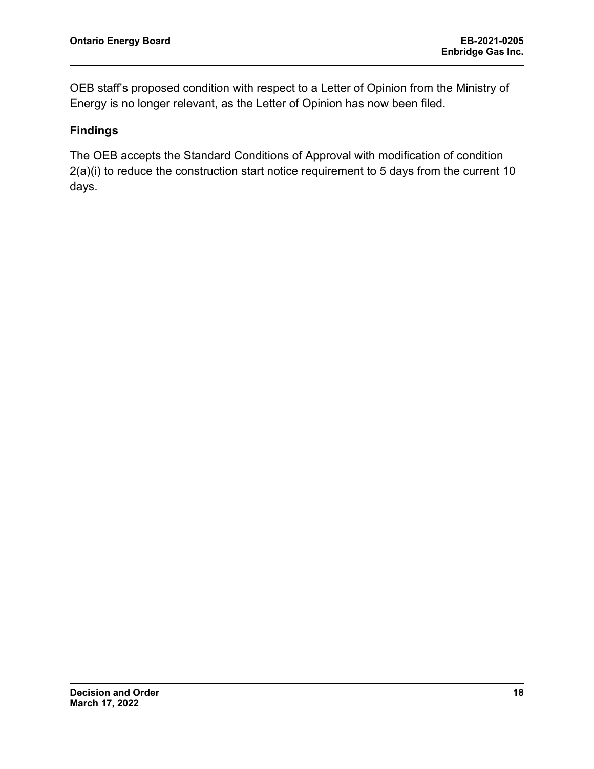OEB staff’s proposed condition with respect to a Letter of Opinion from the Ministry of Energy is no longer relevant, as the Letter of Opinion has now been filed.

### Findings

The OEB accepts the Standard Conditions of Approval with modification of condition 2(a)(i) to reduce the construction start notice requirement to 5 days from the current 10 days.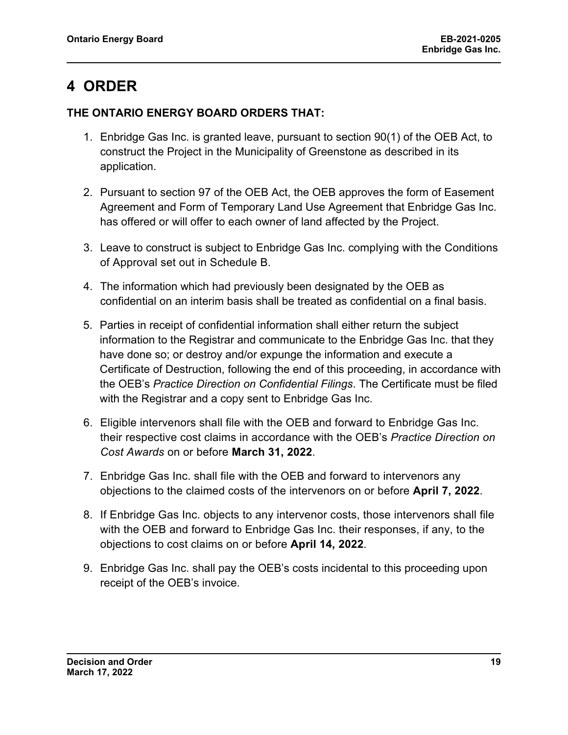# 4 ORDER

**THE ONTARIO ENERGY BOARD ORDERS THAT:**

1. Enbridge Gas Inc. is granted leave, pursuant to section 90(1) of the OEB Act, to construct the Project in the Municipality of Greenstone as described in its application.

2. Pursuant to section 97 of the OEB Act, the OEB approves the form of Easement Agreement and Form of Temporary Land Use Agreement that Enbridge Gas Inc. has offered or will offer to each owner of land affected by the Project.

3. Leave to construct is subject to Enbridge Gas Inc. complying with the Conditions of Approval set out in Schedule B.

4. The information which had previously been designated by the OEB as confidential on an interim basis shall be treated as confidential on a final basis.

5. Parties in receipt of confidential information shall either return the subject information to the Registrar and communicate to the Enbridge Gas Inc. that they have done so; or destroy and/or expunge the information and execute a Certificate of Destruction, following the end of this proceeding, in accordance with the OEB's *Practice Direction on Confidential Filings*. The Certificate must be filed with the Registrar and a copy sent to Enbridge Gas Inc.

6. Eligible intervenors shall file with the OEB and forward to Enbridge Gas Inc. their respective cost claims in accordance with the OEB's *Practice Direction on Cost Awards* on or before **March 31, 2022**.

7. Enbridge Gas Inc. shall file with the OEB and forward to intervenors any objections to the claimed costs of the intervenors on or before **April 7, 2022**.

8. If Enbridge Gas Inc. objects to any intervenor costs, those intervenors shall file with the OEB and forward to Enbridge Gas Inc. their responses, if any, to the objections to cost claims on or before **April 14, 2022**.

9. Enbridge Gas Inc. shall pay the OEB's costs incidental to this proceeding upon receipt of the OEB's invoice.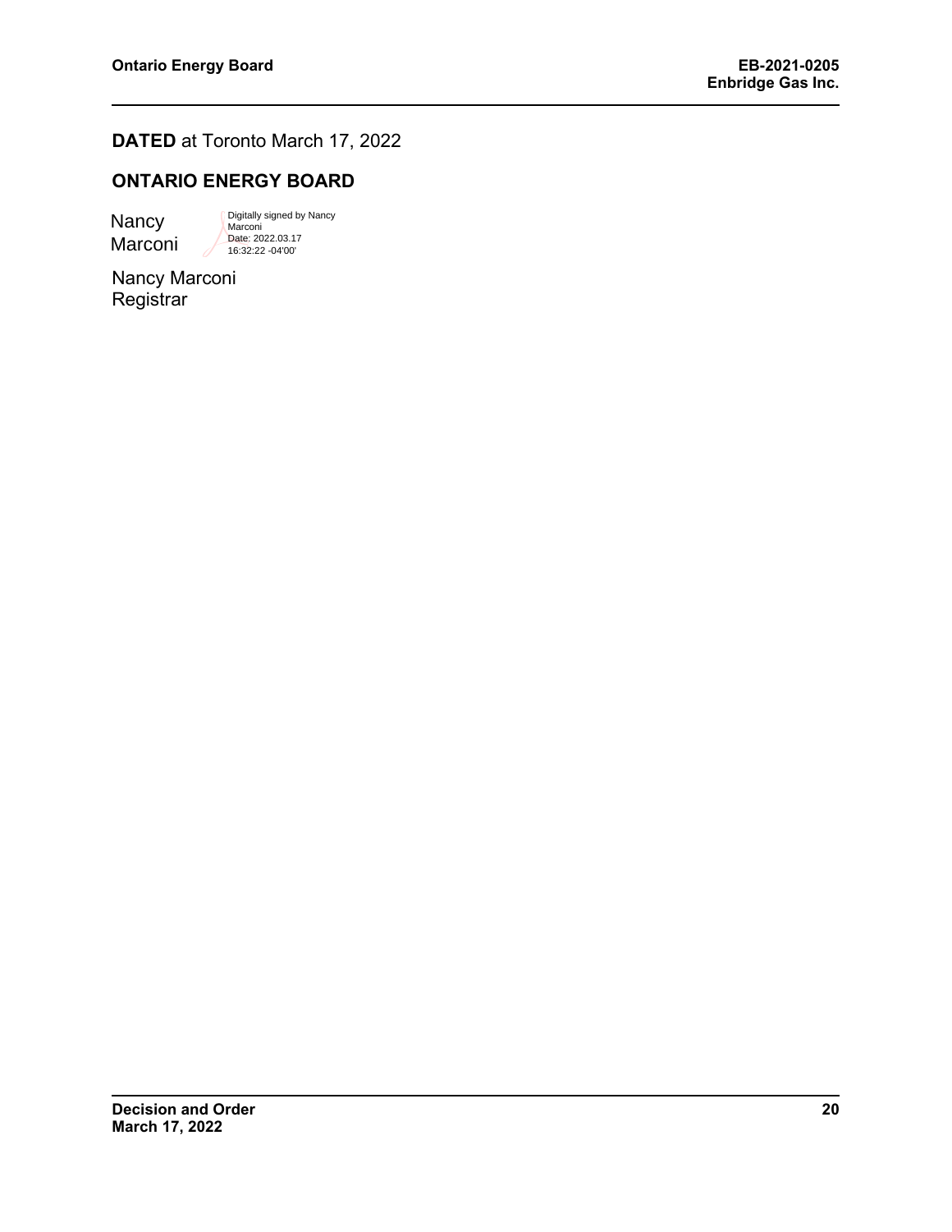**DATED** at Toronto March 17, 2022

**ONTARIO ENERGY BOARD**

Nancy Marconi

Digitally signed by Nancy Marconi
Date: 2022.03.17 16:32:22 -04'00'

Nancy Marconi
Registrar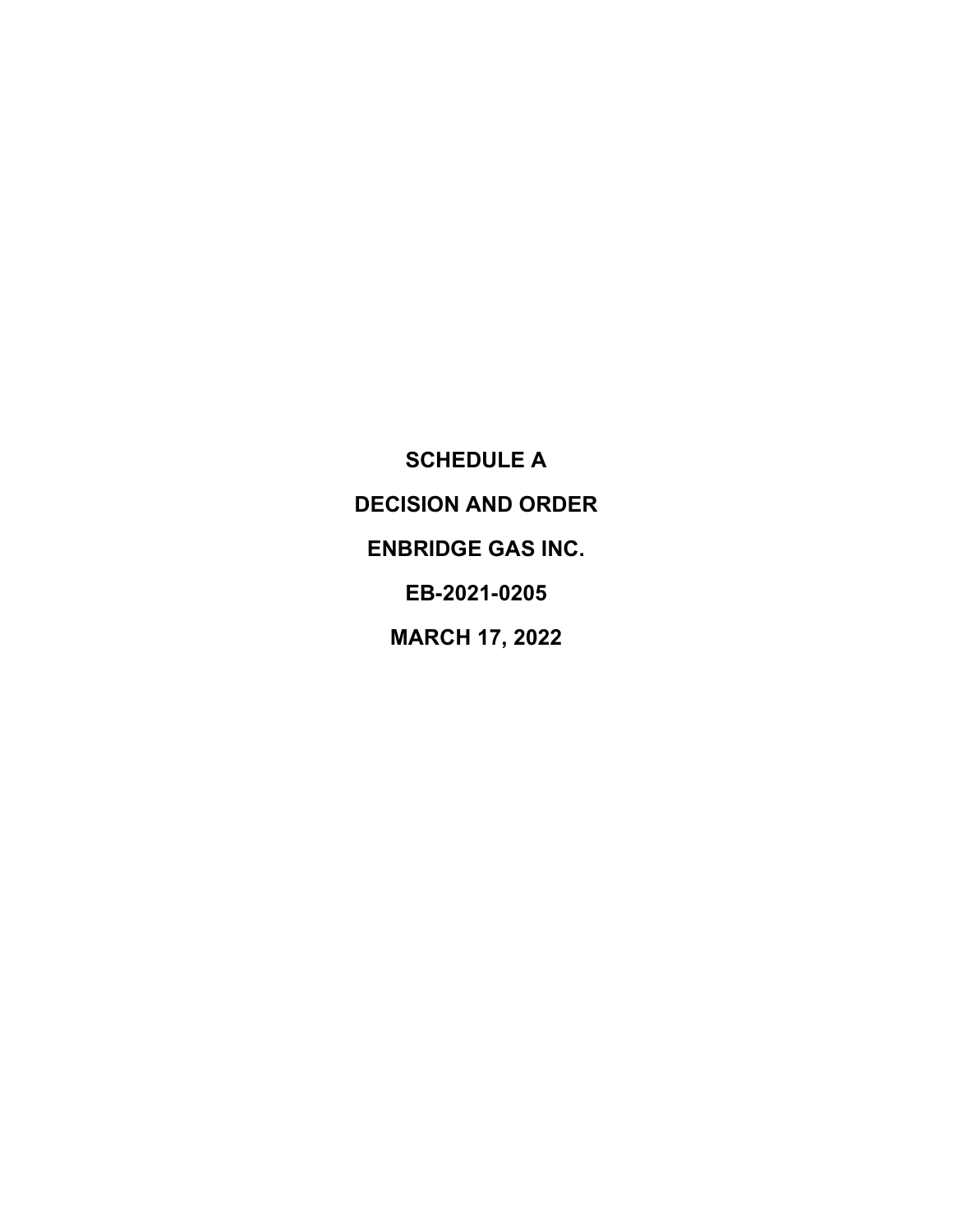**SCHEDULE A**

**DECISION AND ORDER**

**ENBRIDGE GAS INC.**

**EB-2021-0205**

**MARCH 17, 2022**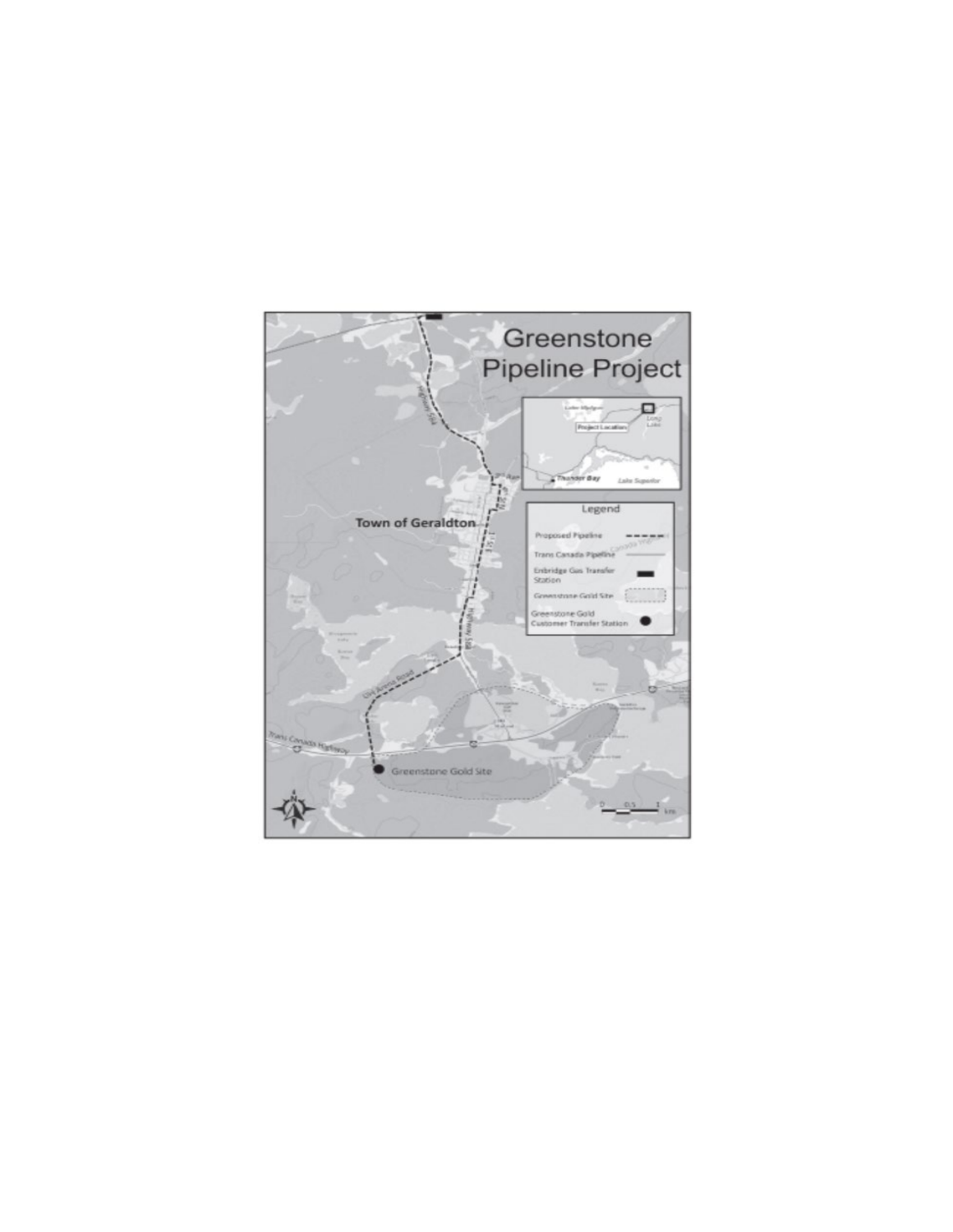Greenstone Pipeline Project

Project Location

Thunder Bay

Lake Superior

Long Lake

Legend

Proposed Pipeline

Trans Canada Pipeline

Enbridge Gas Transfer Station

Greenstone Gold Site

Greenstone Gold Customer Transfer Station

Town of Geraldton

Old Arena Road

Trans Canada Highway

Greenstone Gold Site

0 0.5 1 km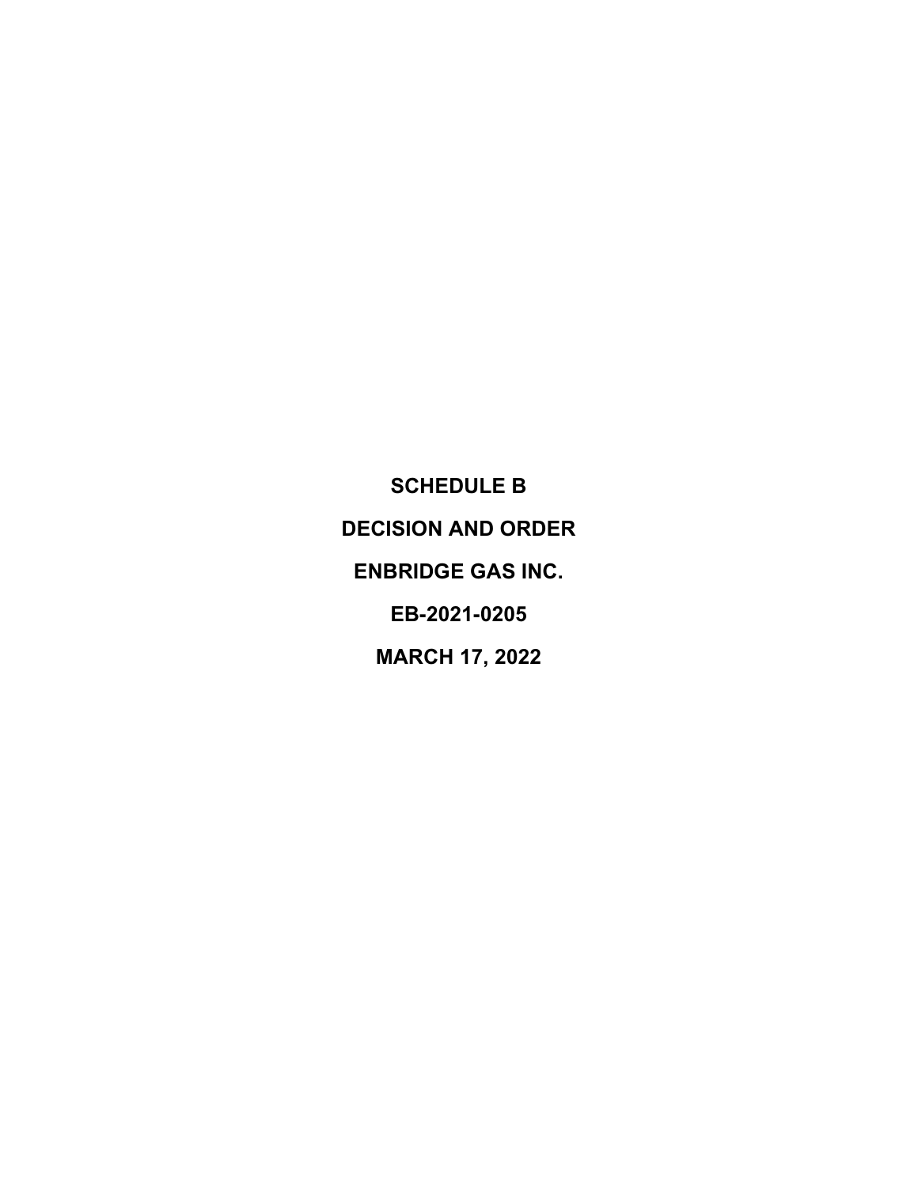**SCHEDULE B**

**DECISION AND ORDER**

**ENBRIDGE GAS INC.**

**EB-2021-0205**

**MARCH 17, 2022**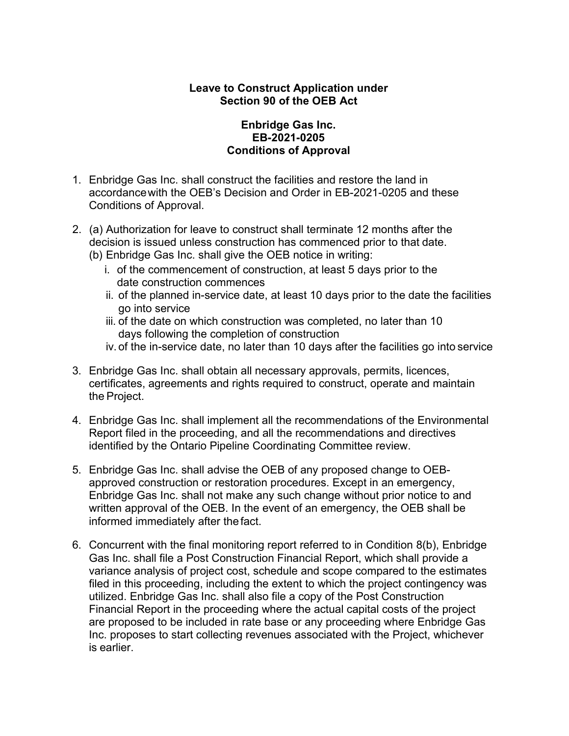**Leave to Construct Application under Section 90 of the OEB Act**

**Enbridge Gas Inc.**
**EB-2021-0205**
**Conditions of Approval**

1. Enbridge Gas Inc. shall construct the facilities and restore the land in accordance with the OEB's Decision and Order in EB-2021-0205 and these Conditions of Approval.

2. (a) Authorization for leave to construct shall terminate 12 months after the decision is issued unless construction has commenced prior to that date.
   (b) Enbridge Gas Inc. shall give the OEB notice in writing:
      i. of the commencement of construction, at least 5 days prior to the date construction commences
      ii. of the planned in-service date, at least 10 days prior to the date the facilities go into service
      iii. of the date on which construction was completed, no later than 10 days following the completion of construction
      iv. of the in-service date, no later than 10 days after the facilities go into service

3. Enbridge Gas Inc. shall obtain all necessary approvals, permits, licences, certificates, agreements and rights required to construct, operate and maintain the Project.

4. Enbridge Gas Inc. shall implement all the recommendations of the Environmental Report filed in the proceeding, and all the recommendations and directives identified by the Ontario Pipeline Coordinating Committee review.

5. Enbridge Gas Inc. shall advise the OEB of any proposed change to OEB-approved construction or restoration procedures. Except in an emergency, Enbridge Gas Inc. shall not make any such change without prior notice to and written approval of the OEB. In the event of an emergency, the OEB shall be informed immediately after the fact.

6. Concurrent with the final monitoring report referred to in Condition 8(b), Enbridge Gas Inc. shall file a Post Construction Financial Report, which shall provide a variance analysis of project cost, schedule and scope compared to the estimates filed in this proceeding, including the extent to which the project contingency was utilized. Enbridge Gas Inc. shall also file a copy of the Post Construction Financial Report in the proceeding where the actual capital costs of the project are proposed to be included in rate base or any proceeding where Enbridge Gas Inc. proposes to start collecting revenues associated with the Project, whichever is earlier.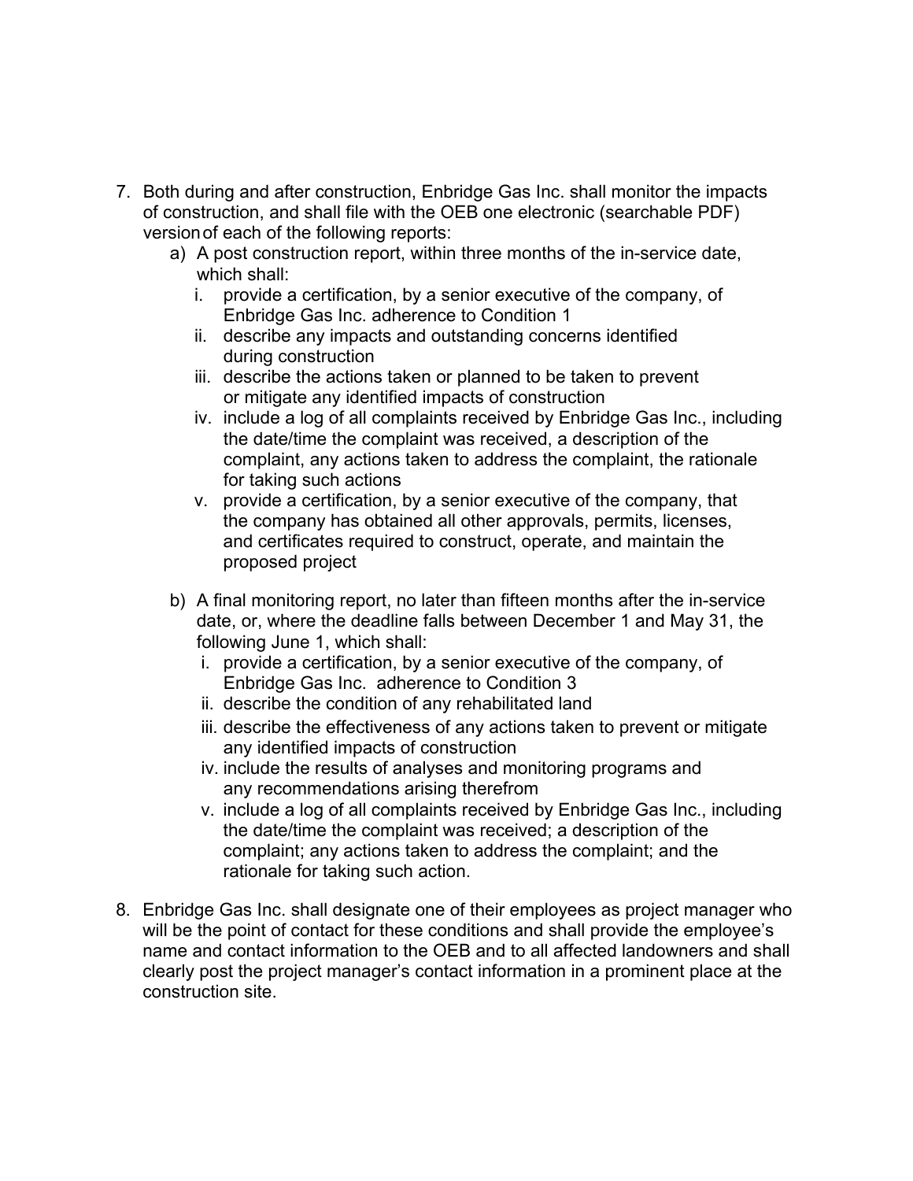7. Both during and after construction, Enbridge Gas Inc. shall monitor the impacts of construction, and shall file with the OEB one electronic (searchable PDF) version of each of the following reports:
   a) A post construction report, within three months of the in-service date, which shall:
      i. provide a certification, by a senior executive of the company, of Enbridge Gas Inc. adherence to Condition 1
      ii. describe any impacts and outstanding concerns identified during construction
      iii. describe the actions taken or planned to be taken to prevent or mitigate any identified impacts of construction
      iv. include a log of all complaints received by Enbridge Gas Inc., including the date/time the complaint was received, a description of the complaint, any actions taken to address the complaint, the rationale for taking such actions
      v. provide a certification, by a senior executive of the company, that the company has obtained all other approvals, permits, licenses, and certificates required to construct, operate, and maintain the proposed project

   b) A final monitoring report, no later than fifteen months after the in-service date, or, where the deadline falls between December 1 and May 31, the following June 1, which shall:
      i. provide a certification, by a senior executive of the company, of Enbridge Gas Inc. adherence to Condition 3
      ii. describe the condition of any rehabilitated land
      iii. describe the effectiveness of any actions taken to prevent or mitigate any identified impacts of construction
      iv. include the results of analyses and monitoring programs and any recommendations arising therefrom
      v. include a log of all complaints received by Enbridge Gas Inc., including the date/time the complaint was received; a description of the complaint; any actions taken to address the complaint; and the rationale for taking such action.

8. Enbridge Gas Inc. shall designate one of their employees as project manager who will be the point of contact for these conditions and shall provide the employee's name and contact information to the OEB and to all affected landowners and shall clearly post the project manager's contact information in a prominent place at the construction site.